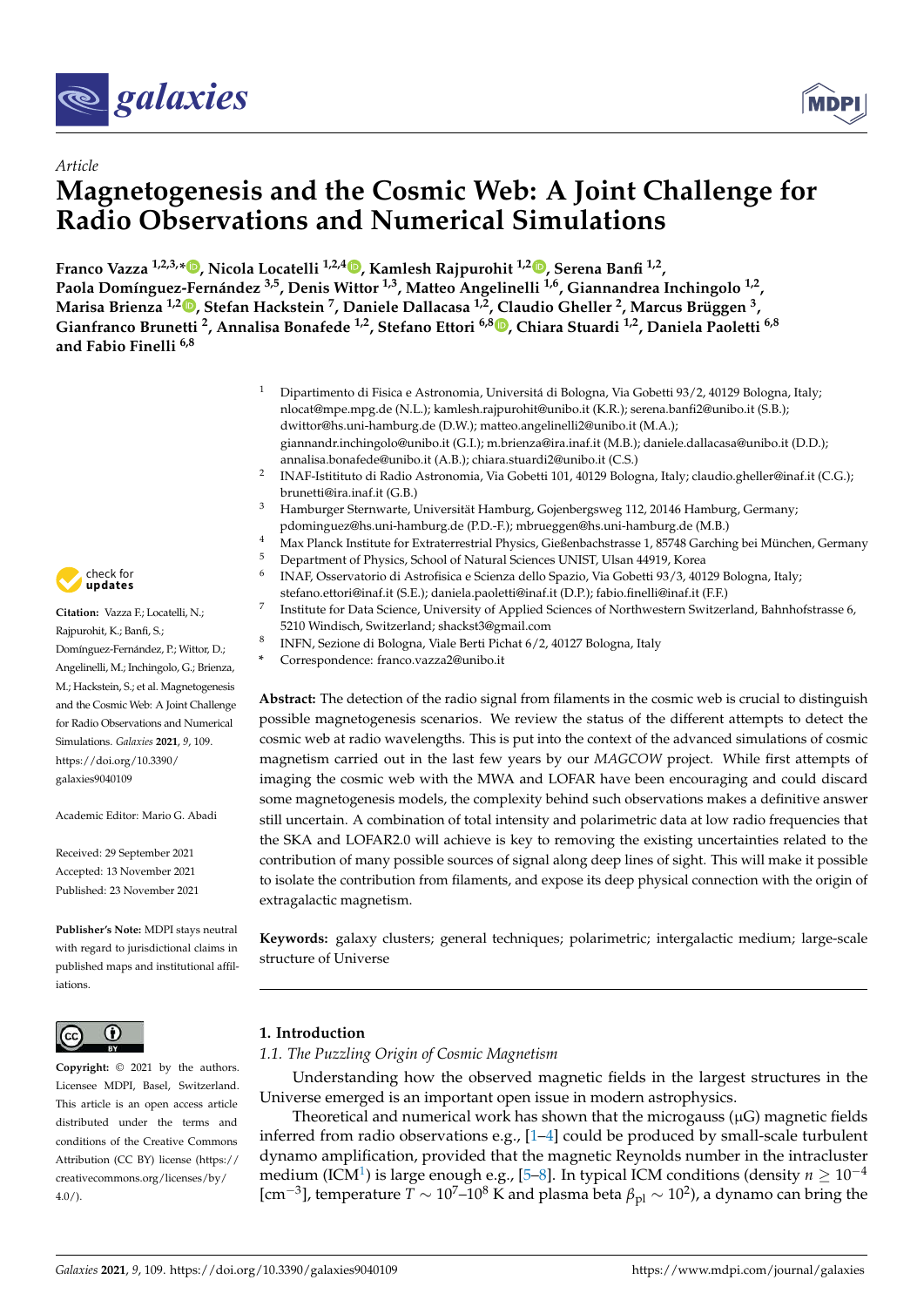*Article*

# Magnetogenesis and the Cosmic Web: A Joint Challenge for Radio Observations and Numerical Simulations

**Franco Vazza [1,2,3,*], Nicola Locatelli [1,2,4], Kamlesh Rajpurohit [1,2], Serena Banfi [1,2], Paola Domínguez-Fernández [3,5], Denis Wittor [1,3], Matteo Angelinelli [1,6], Giannandrea Inchingolo [1,2], Marisa Brienza [1,2], Stefan Hackstein [7], Daniele Dallacasa [1,2], Claudio Gheller [2], Marcus Brüggen [3], Gianfranco Brunetti [2], Annalisa Bonafede [1,2], Stefano Ettori [6,8], Chiara Stuardi [1,2], Daniela Paoletti [6,8] and Fabio Finelli [6,8]**

[1] Dipartimento di Fisica e Astronomia, Universitá di Bologna, Via Gobetti 93/2, 40129 Bologna, Italy; nlocat@mpe.mpg.de (N.L.); kamlesh.rajpurohit@unibo.it (K.R.); serena.banfi2@unibo.it (S.B.); dwittor@hs.uni-hamburg.de (D.W.); matteo.angelinelli2@unibo.it (M.A.); giannandr.inchingolo@unibo.it (G.I.); m.brienza@ira.inaf.it (M.B.); daniele.dallacasa@unibo.it (D.D.); annalisa.bonafede@unibo.it (A.B.); chiara.stuardi2@unibo.it (C.S.)
[2] INAF-Istitituto di Radio Astronomia, Via Gobetti 101, 40129 Bologna, Italy; claudio.gheller@inaf.it (C.G.); brunetti@ira.inaf.it (G.B.)
[3] Hamburger Sternwarte, Universität Hamburg, Gojenbergsweg 112, 20146 Hamburg, Germany; pdominguez@hs.uni-hamburg.de (P.D.-F.); mbrueggen@hs.uni-hamburg.de (M.B.)
[4] Max Planck Institute for Extraterrestrial Physics, Gießenbachstrasse 1, 85748 Garching bei München, Germany
[5] Department of Physics, School of Natural Sciences UNIST, Ulsan 44919, Korea
[6] INAF, Osservatorio di Astrofisica e Scienza dello Spazio, Via Gobetti 93/3, 40129 Bologna, Italy; stefano.ettori@inaf.it (S.E.); daniela.paoletti@inaf.it (D.P.); fabio.finelli@inaf.it (F.F.)
[7] Institute for Data Science, University of Applied Sciences of Northwestern Switzerland, Bahnhofstrasse 6, 5210 Windisch, Switzerland; shackst3@gmail.com
[8] INFN, Sezione di Bologna, Viale Berti Pichat 6/2, 40127 Bologna, Italy
* Correspondence: franco.vazza2@unibo.it

**Citation:** Vazza F.; Locatelli, N.; Rajpurohit, K.; Banfi, S.; Domínguez-Fernández, P.; Wittor, D.; Angelinelli, M.; Inchingolo, G.; Brienza, M.; Hackstein, S.; et al. Magnetogenesis and the Cosmic Web: A Joint Challenge for Radio Observations and Numerical Simulations. *Galaxies* **2021**, *9*, 109. https://doi.org/10.3390/galaxies9040109

Academic Editor: Mario G. Abadi

Received: 29 September 2021
Accepted: 13 November 2021
Published: 23 November 2021

**Publisher's Note:** MDPI stays neutral with regard to jurisdictional claims in published maps and institutional affiliations.

**Copyright:** © 2021 by the authors. Licensee MDPI, Basel, Switzerland. This article is an open access article distributed under the terms and conditions of the Creative Commons Attribution (CC BY) license (https://creativecommons.org/licenses/by/4.0/).

**Abstract:** The detection of the radio signal from filaments in the cosmic web is crucial to distinguish possible magnetogenesis scenarios. We review the status of the different attempts to detect the cosmic web at radio wavelengths. This is put into the context of the advanced simulations of cosmic magnetism carried out in the last few years by our *MAGCOW* project. While first attempts of imaging the cosmic web with the MWA and LOFAR have been encouraging and could discard some magnetogenesis models, the complexity behind such observations makes a definitive answer still uncertain. A combination of total intensity and polarimetric data at low radio frequencies that the SKA and LOFAR2.0 will achieve is key to removing the existing uncertainties related to the contribution of many possible sources of signal along deep lines of sight. This will make it possible to isolate the contribution from filaments, and expose its deep physical connection with the origin of extragalactic magnetism.

**Keywords:** galaxy clusters; general techniques; polarimetric; intergalactic medium; large-scale structure of Universe

## 1. Introduction

### 1.1. The Puzzling Origin of Cosmic Magnetism

Understanding how the observed magnetic fields in the largest structures in the Universe emerged is an important open issue in modern astrophysics.

Theoretical and numerical work has shown that the microgauss (μG) magnetic fields inferred from radio observations e.g., [1–4] could be produced by small-scale turbulent dynamo amplification, provided that the magnetic Reynolds number in the intracluster medium (ICM[1]) is large enough e.g., [5–8]. In typical ICM conditions (density $n \geq 10^{-4}$ [$\mathrm{cm}^{-3}$], temperature $T \sim 10^7$–$10^8$ K and plasma beta $\beta_{\mathrm{pl}} \sim 10^2$), a dynamo can bring the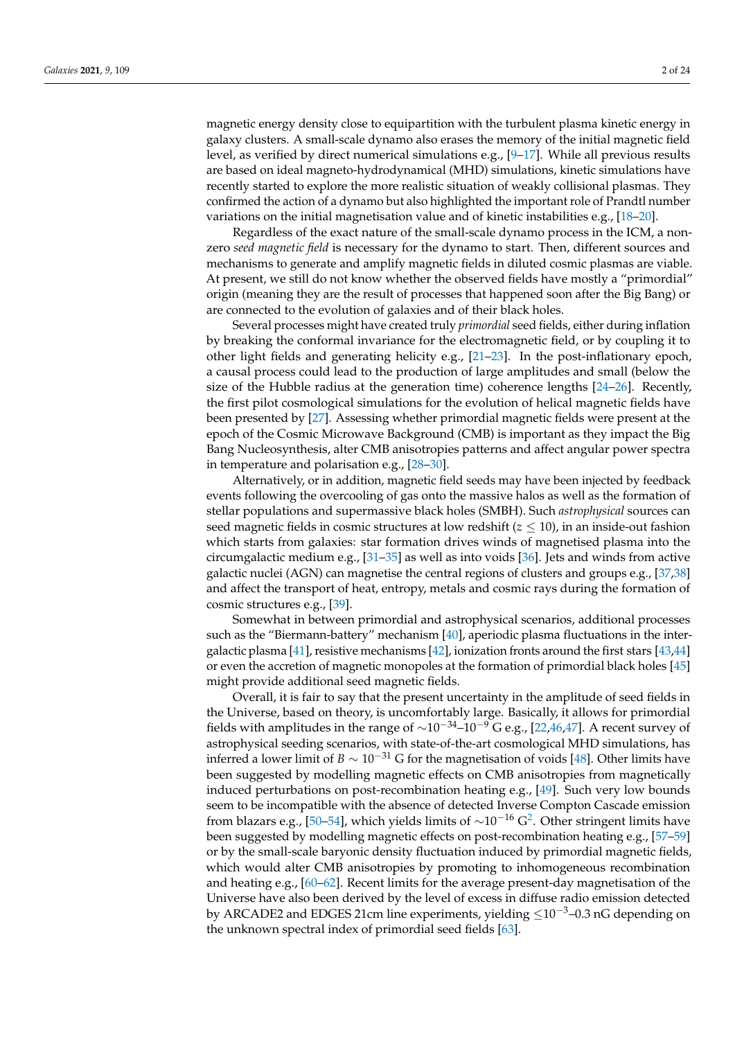magnetic energy density close to equipartition with the turbulent plasma kinetic energy in galaxy clusters. A small-scale dynamo also erases the memory of the initial magnetic field level, as verified by direct numerical simulations e.g., [9–17]. While all previous results are based on ideal magneto-hydrodynamical (MHD) simulations, kinetic simulations have recently started to explore the more realistic situation of weakly collisional plasmas. They confirmed the action of a dynamo but also highlighted the important role of Prandtl number variations on the initial magnetisation value and of kinetic instabilities e.g., [18–20].

Regardless of the exact nature of the small-scale dynamo process in the ICM, a non-zero *seed magnetic field* is necessary for the dynamo to start. Then, different sources and mechanisms to generate and amplify magnetic fields in diluted cosmic plasmas are viable. At present, we still do not know whether the observed fields have mostly a "primordial" origin (meaning they are the result of processes that happened soon after the Big Bang) or are connected to the evolution of galaxies and of their black holes.

Several processes might have created truly *primordial* seed fields, either during inflation by breaking the conformal invariance for the electromagnetic field, or by coupling it to other light fields and generating helicity e.g., [21–23]. In the post-inflationary epoch, a causal process could lead to the production of large amplitudes and small (below the size of the Hubble radius at the generation time) coherence lengths [24–26]. Recently, the first pilot cosmological simulations for the evolution of helical magnetic fields have been presented by [27]. Assessing whether primordial magnetic fields were present at the epoch of the Cosmic Microwave Background (CMB) is important as they impact the Big Bang Nucleosynthesis, alter CMB anisotropies patterns and affect angular power spectra in temperature and polarisation e.g., [28–30].

Alternatively, or in addition, magnetic field seeds may have been injected by feedback events following the overcooling of gas onto the massive halos as well as the formation of stellar populations and supermassive black holes (SMBH). Such *astrophysical* sources can seed magnetic fields in cosmic structures at low redshift ($z \leq 10$), in an inside-out fashion which starts from galaxies: star formation drives winds of magnetised plasma into the circumgalactic medium e.g., [31–35] as well as into voids [36]. Jets and winds from active galactic nuclei (AGN) can magnetise the central regions of clusters and groups e.g., [37,38] and affect the transport of heat, entropy, metals and cosmic rays during the formation of cosmic structures e.g., [39].

Somewhat in between primordial and astrophysical scenarios, additional processes such as the "Biermann-battery" mechanism [40], aperiodic plasma fluctuations in the inter-galactic plasma [41], resistive mechanisms [42], ionization fronts around the first stars [43,44] or even the accretion of magnetic monopoles at the formation of primordial black holes [45] might provide additional seed magnetic fields.

Overall, it is fair to say that the present uncertainty in the amplitude of seed fields in the Universe, based on theory, is uncomfortably large. Basically, it allows for primordial fields with amplitudes in the range of $\sim 10^{-34}$–$10^{-9}$ G e.g., [22,46,47]. A recent survey of astrophysical seeding scenarios, with state-of-the-art cosmological MHD simulations, has inferred a lower limit of $B \sim 10^{-31}$ G for the magnetisation of voids [48]. Other limits have been suggested by modelling magnetic effects on CMB anisotropies from magnetically induced perturbations on post-recombination heating e.g., [49]. Such very low bounds seem to be incompatible with the absence of detected Inverse Compton Cascade emission from blazars e.g., [50–54], which yields limits of $\sim 10^{-16}$ G[2]. Other stringent limits have been suggested by modelling magnetic effects on post-recombination heating e.g., [57–59] or by the small-scale baryonic density fluctuation induced by primordial magnetic fields, which would alter CMB anisotropies by promoting to inhomogeneous recombination and heating e.g., [60–62]. Recent limits for the average present-day magnetisation of the Universe have also been derived by the level of excess in diffuse radio emission detected by ARCADE2 and EDGES 21cm line experiments, yielding $\leq 10^{-3}$–0.3 nG depending on the unknown spectral index of primordial seed fields [63].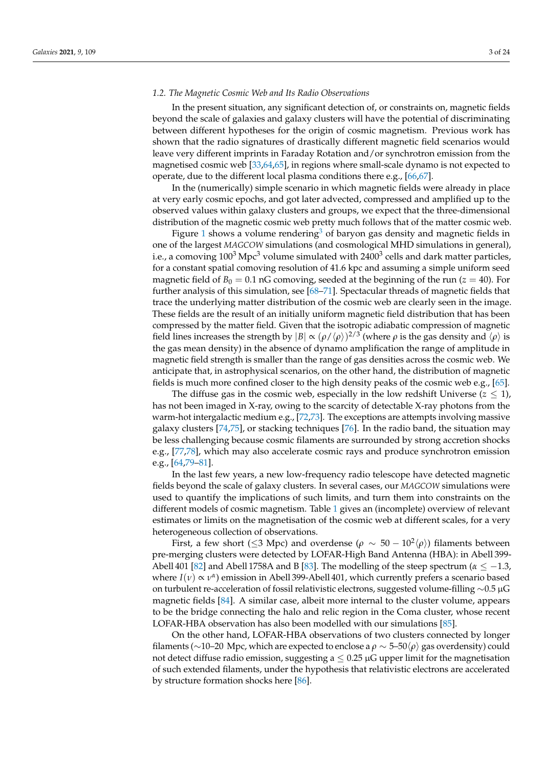### 1.2. The Magnetic Cosmic Web and Its Radio Observations

In the present situation, any significant detection of, or constraints on, magnetic fields beyond the scale of galaxies and galaxy clusters will have the potential of discriminating between different hypotheses for the origin of cosmic magnetism. Previous work has shown that the radio signatures of drastically different magnetic field scenarios would leave very different imprints in Faraday Rotation and/or synchrotron emission from the magnetised cosmic web [33,64,65], in regions where small-scale dynamo is not expected to operate, due to the different local plasma conditions there e.g., [66,67].

In the (numerically) simple scenario in which magnetic fields were already in place at very early cosmic epochs, and got later advected, compressed and amplified up to the observed values within galaxy clusters and groups, we expect that the three-dimensional distribution of the magnetic cosmic web pretty much follows that of the matter cosmic web.

Figure 1 shows a volume rendering[3] of baryon gas density and magnetic fields in one of the largest *MAGCOW* simulations (and cosmological MHD simulations in general), i.e., a comoving $100^3\,\mathrm{Mpc}^3$ volume simulated with $2400^3$ cells and dark matter particles, for a constant spatial comoving resolution of 41.6 kpc and assuming a simple uniform seed magnetic field of $B_0 = 0.1$ nG comoving, seeded at the beginning of the run ($z = 40$). For further analysis of this simulation, see [68–71]. Spectacular threads of magnetic fields that trace the underlying matter distribution of the cosmic web are clearly seen in the image. These fields are the result of an initially uniform magnetic field distribution that has been compressed by the matter field. Given that the isotropic adiabatic compression of magnetic field lines increases the strength by $|B| \propto (\rho/\langle\rho\rangle)^{2/3}$ (where $\rho$ is the gas density and $\langle\rho\rangle$ is the gas mean density) in the absence of dynamo amplification the range of amplitude in magnetic field strength is smaller than the range of gas densities across the cosmic web. We anticipate that, in astrophysical scenarios, on the other hand, the distribution of magnetic fields is much more confined closer to the high density peaks of the cosmic web e.g., [65].

The diffuse gas in the cosmic web, especially in the low redshift Universe ($z \leq 1$), has not been imaged in X-ray, owing to the scarcity of detectable X-ray photons from the warm-hot intergalactic medium e.g., [72,73]. The exceptions are attempts involving massive galaxy clusters [74,75], or stacking techniques [76]. In the radio band, the situation may be less challenging because cosmic filaments are surrounded by strong accretion shocks e.g., [77,78], which may also accelerate cosmic rays and produce synchrotron emission e.g., [64,79–81].

In the last few years, a new low-frequency radio telescope have detected magnetic fields beyond the scale of galaxy clusters. In several cases, our *MAGCOW* simulations were used to quantify the implications of such limits, and turn them into constraints on the different models of cosmic magnetism. Table 1 gives an (incomplete) overview of relevant estimates or limits on the magnetisation of the cosmic web at different scales, for a very heterogeneous collection of observations.

First, a few short ($\leq$3 Mpc) and overdense ($\rho \sim 50 - 10^2\langle\rho\rangle$) filaments between pre-merging clusters were detected by LOFAR-High Band Antenna (HBA): in Abell 399-Abell 401 [82] and Abell 1758A and B [83]. The modelling of the steep spectrum ($\alpha \leq -1.3$, where $I(\nu) \propto \nu^{\alpha}$) emission in Abell 399-Abell 401, which currently prefers a scenario based on turbulent re-acceleration of fossil relativistic electrons, suggested volume-filling $\sim$0.5 μG magnetic fields [84]. A similar case, albeit more internal to the cluster volume, appears to be the bridge connecting the halo and relic region in the Coma cluster, whose recent LOFAR-HBA observation has also been modelled with our simulations [85].

On the other hand, LOFAR-HBA observations of two clusters connected by longer filaments ($\sim$10–20 Mpc, which are expected to enclose a $\rho \sim 5$–$50\langle\rho\rangle$ gas overdensity) could not detect diffuse radio emission, suggesting a $\leq 0.25$ μG upper limit for the magnetisation of such extended filaments, under the hypothesis that relativistic electrons are accelerated by structure formation shocks here [86].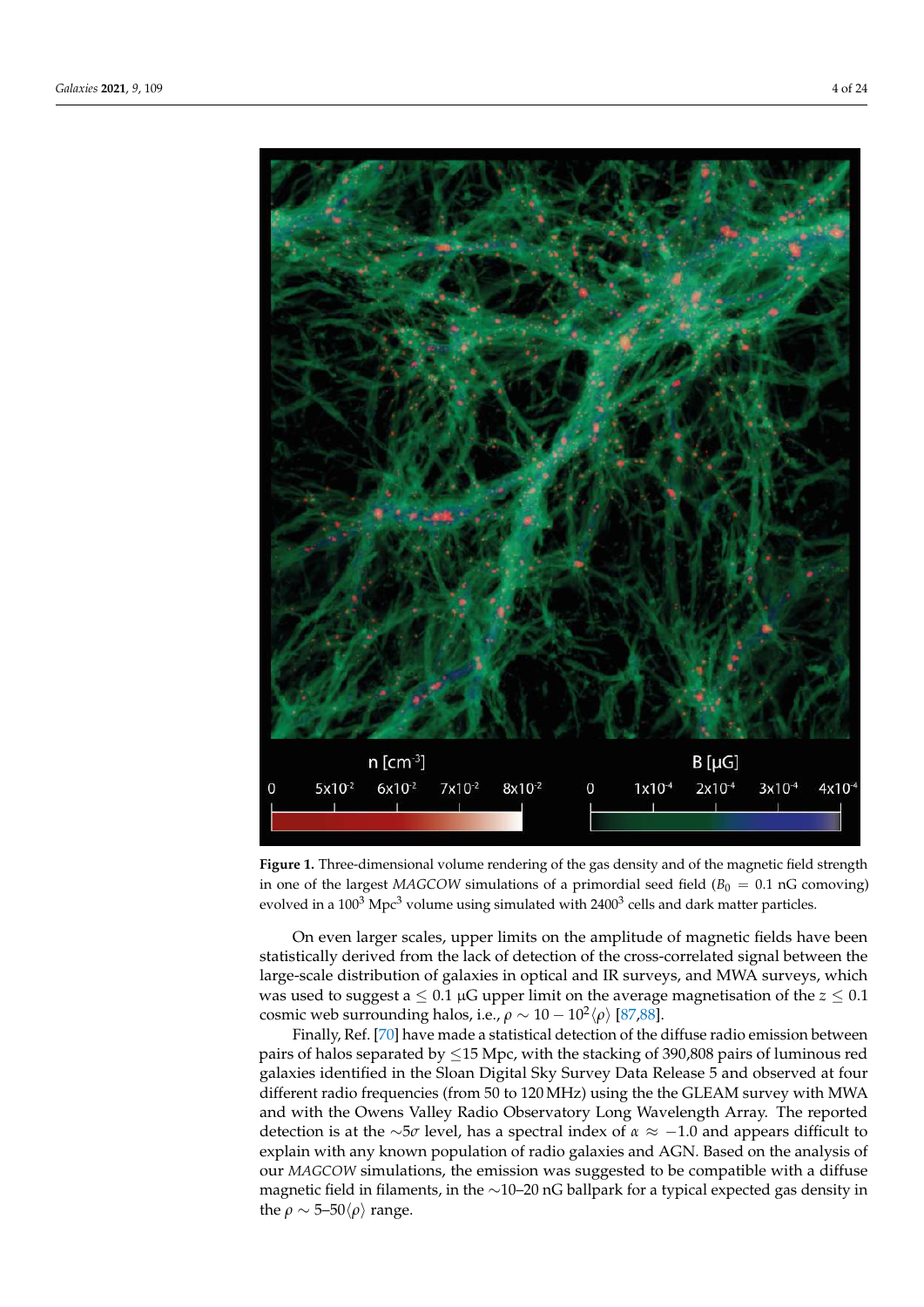**Figure 1.** Three-dimensional volume rendering of the gas density and of the magnetic field strength in one of the largest *MAGCOW* simulations of a primordial seed field ($B_0 = 0.1$ nG comoving) evolved in a $100^3$ $\mathrm{Mpc}^3$ volume using simulated with $2400^3$ cells and dark matter particles.

On even larger scales, upper limits on the amplitude of magnetic fields have been statistically derived from the lack of detection of the cross-correlated signal between the large-scale distribution of galaxies in optical and IR surveys, and MWA surveys, which was used to suggest a $\leq 0.1$ μG upper limit on the average magnetisation of the $z \leq 0.1$ cosmic web surrounding halos, i.e., $\rho \sim 10 - 10^2 \langle \rho \rangle$ [87,88].

Finally, Ref. [70] have made a statistical detection of the diffuse radio emission between pairs of halos separated by $\leq$15 Mpc, with the stacking of 390,808 pairs of luminous red galaxies identified in the Sloan Digital Sky Survey Data Release 5 and observed at four different radio frequencies (from 50 to 120 MHz) using the the GLEAM survey with MWA and with the Owens Valley Radio Observatory Long Wavelength Array. The reported detection is at the $\sim 5\sigma$ level, has a spectral index of $\alpha \approx -1.0$ and appears difficult to explain with any known population of radio galaxies and AGN. Based on the analysis of our *MAGCOW* simulations, the emission was suggested to be compatible with a diffuse magnetic field in filaments, in the $\sim$10–20 nG ballpark for a typical expected gas density in the $\rho \sim 5$–$50 \langle \rho \rangle$ range.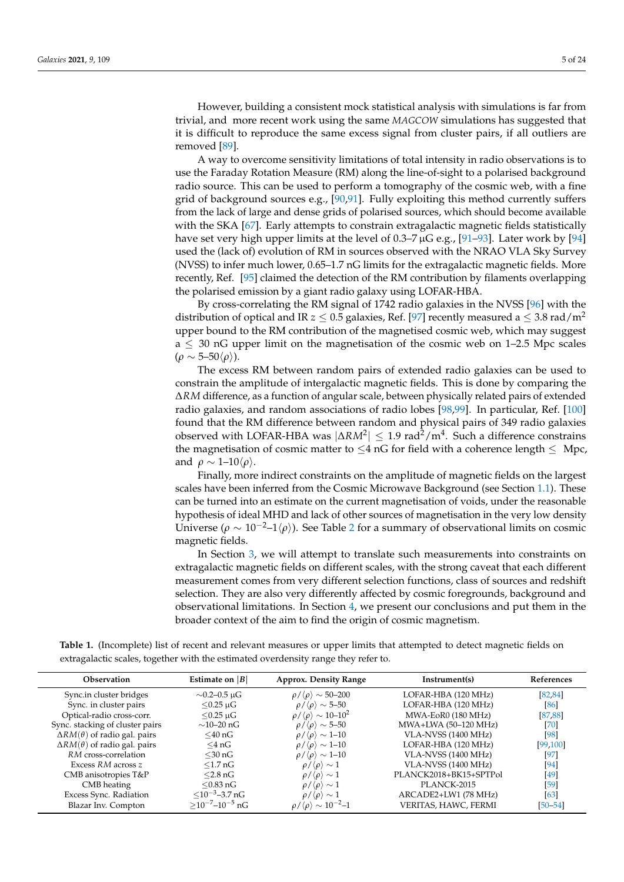However, building a consistent mock statistical analysis with simulations is far from trivial, and more recent work using the same *MAGCOW* simulations has suggested that it is difficult to reproduce the same excess signal from cluster pairs, if all outliers are removed [89].

A way to overcome sensitivity limitations of total intensity in radio observations is to use the Faraday Rotation Measure (RM) along the line-of-sight to a polarised background radio source. This can be used to perform a tomography of the cosmic web, with a fine grid of background sources e.g., [90,91]. Fully exploiting this method currently suffers from the lack of large and dense grids of polarised sources, which should become available with the SKA [67]. Early attempts to constrain extragalactic magnetic fields statistically have set very high upper limits at the level of 0.3–7 μG e.g., [91–93]. Later work by [94] used the (lack of) evolution of RM in sources observed with the NRAO VLA Sky Survey (NVSS) to infer much lower, 0.65–1.7 nG limits for the extragalactic magnetic fields. More recently, Ref. [95] claimed the detection of the RM contribution by filaments overlapping the polarised emission by a giant radio galaxy using LOFAR-HBA.

By cross-correlating the RM signal of 1742 radio galaxies in the NVSS [96] with the distribution of optical and IR $z \leq 0.5$ galaxies, Ref. [97] recently measured a $\leq 3.8$ rad/m$^2$ upper bound to the RM contribution of the magnetised cosmic web, which may suggest a $\leq$ 30 nG upper limit on the magnetisation of the cosmic web on 1–2.5 Mpc scales ($\rho \sim 5$–$50\langle\rho\rangle$).

The excess RM between random pairs of extended radio galaxies can be used to constrain the amplitude of intergalactic magnetic fields. This is done by comparing the $\Delta RM$ difference, as a function of angular scale, between physically related pairs of extended radio galaxies, and random associations of radio lobes [98,99]. In particular, Ref. [100] found that the RM difference between random and physical pairs of 349 radio galaxies observed with LOFAR-HBA was $|\Delta RM^2| \leq 1.9$ rad$^2$/m$^4$. Such a difference constrains the magnetisation of cosmic matter to $\leq$4 nG for field with a coherence length $\leq$ Mpc, and $\rho \sim 1$–$10\langle\rho\rangle$.

Finally, more indirect constraints on the amplitude of magnetic fields on the largest scales have been inferred from the Cosmic Microwave Background (see Section 1.1). These can be turned into an estimate on the current magnetisation of voids, under the reasonable hypothesis of ideal MHD and lack of other sources of magnetisation in the very low density Universe ($\rho \sim 10^{-2}$–$1\langle\rho\rangle$). See Table 2 for a summary of observational limits on cosmic magnetic fields.

In Section 3, we will attempt to translate such measurements into constraints on extragalactic magnetic fields on different scales, with the strong caveat that each different measurement comes from very different selection functions, class of sources and redshift selection. They are also very differently affected by cosmic foregrounds, background and observational limitations. In Section 4, we present our conclusions and put them in the broader context of the aim to find the origin of cosmic magnetism.

**Table 1.** (Incomplete) list of recent and relevant measures or upper limits that attempted to detect magnetic fields on extragalactic scales, together with the estimated overdensity range they refer to.

| Observation | Estimate on $\vert B\vert$ | Approx. Density Range | Instrument(s) | References |
|---|---|---|---|---|
| Sync.in cluster bridges | $\sim$0.2–0.5 μG | $\rho/\langle\rho\rangle \sim 50$–$200$ | LOFAR-HBA (120 MHz) | [82,84] |
| Sync. in cluster pairs | $\leq$0.25 μG | $\rho/\langle\rho\rangle \sim 5$–$50$ | LOFAR-HBA (120 MHz) | [86] |
| Optical-radio cross-corr. | $\leq$0.25 μG | $\rho/\langle\rho\rangle \sim 10$–$10^2$ | MWA-EoR0 (180 MHz) | [87,88] |
| Sync. stacking of cluster pairs | $\sim$10–20 nG | $\rho/\langle\rho\rangle \sim 5$–$50$ | MWA+LWA (50–120 MHz) | [70] |
| $\Delta RM(\theta)$ of radio gal. pairs | $\leq$40 nG | $\rho/\langle\rho\rangle \sim 1$–$10$ | VLA-NVSS (1400 MHz) | [98] |
| $\Delta RM(\theta)$ of radio gal. pairs | $\leq$4 nG | $\rho/\langle\rho\rangle \sim 1$–$10$ | LOFAR-HBA (120 MHz) | [99,100] |
| *RM* cross-correlation | $\leq$30 nG | $\rho/\langle\rho\rangle \sim 1$–$10$ | VLA-NVSS (1400 MHz) | [97] |
| Excess *RM* across $z$ | $\leq$1.7 nG | $\rho/\langle\rho\rangle \sim 1$ | VLA-NVSS (1400 MHz) | [94] |
| CMB anisotropies T&P | $\leq$2.8 nG | $\rho/\langle\rho\rangle \sim 1$ | PLANCK2018+BK15+SPTPol | [49] |
| CMB heating | $\leq$0.83 nG | $\rho/\langle\rho\rangle \sim 1$ | PLANCK-2015 | [59] |
| Excess Sync. Radiation | $\leq 10^{-3}$–3.7 nG | $\rho/\langle\rho\rangle \sim 1$ | ARCADE2+LW1 (78 MHz) | [63] |
| Blazar Inv. Compton | $\geq 10^{-7}$–$10^{-5}$ nG | $\rho/\langle\rho\rangle \sim 10^{-2}$–$1$ | VERITAS, HAWC, FERMI | [50–54] |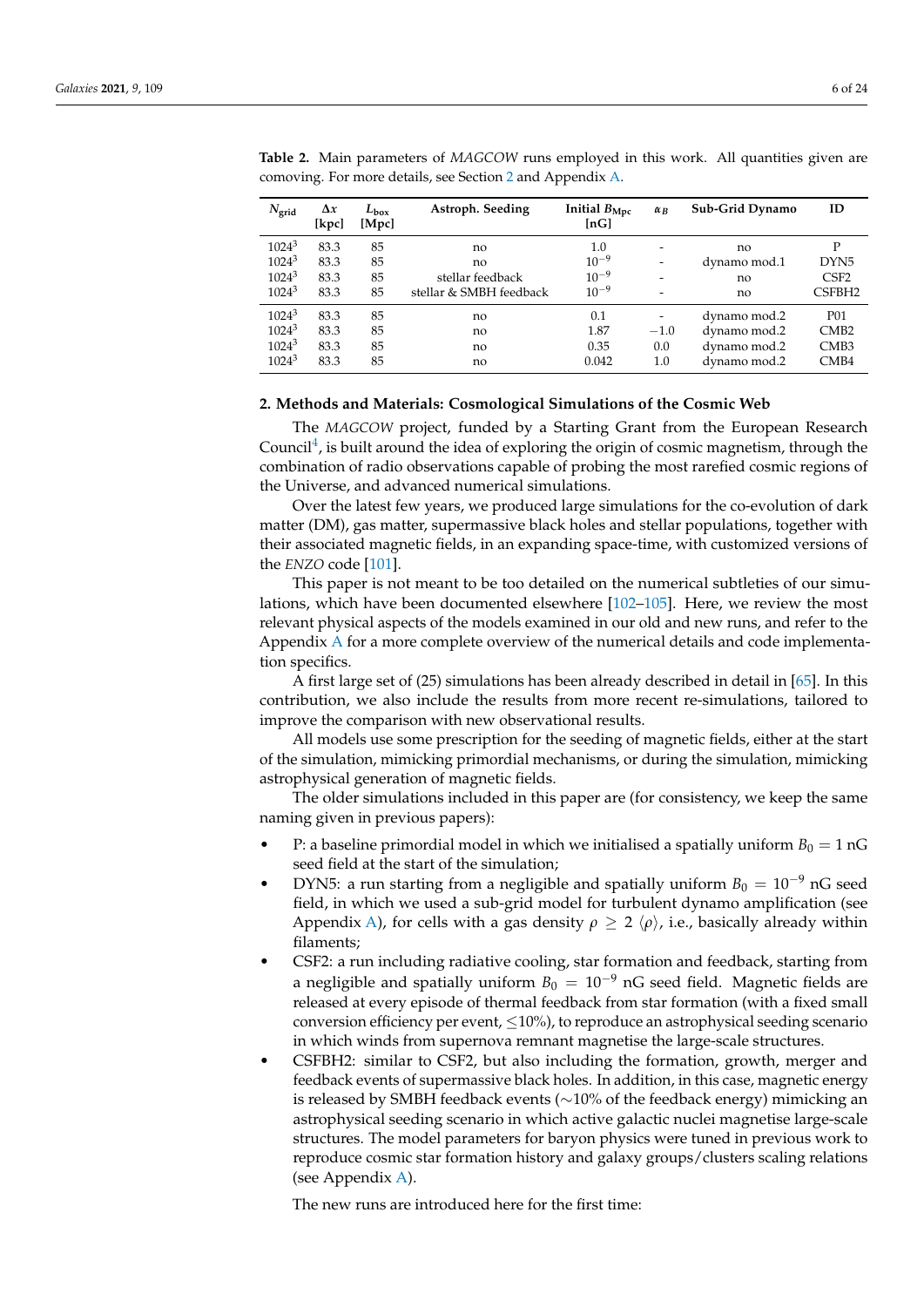**Table 2.** Main parameters of *MAGCOW* runs employed in this work. All quantities given are comoving. For more details, see Section 2 and Appendix A.

| $N_{grid}$ | $\Delta x$ [kpc] | $L_{box}$ [Mpc] | Astroph. Seeding | Initial $B_{Mpc}$ [nG] | $\alpha_B$ | Sub-Grid Dynamo | ID |
|---|---|---|---|---|---|---|---|
| $1024^3$ | 83.3 | 85 | no | 1.0 | - | no | P |
| $1024^3$ | 83.3 | 85 | no | $10^{-9}$ | - | dynamo mod.1 | DYN5 |
| $1024^3$ | 83.3 | 85 | stellar feedback | $10^{-9}$ | - | no | CSF2 |
| $1024^3$ | 83.3 | 85 | stellar & SMBH feedback | $10^{-9}$ | - | no | CSFBH2 |
| $1024^3$ | 83.3 | 85 | no | 0.1 | - | dynamo mod.2 | P01 |
| $1024^3$ | 83.3 | 85 | no | 1.87 | $-1.0$ | dynamo mod.2 | CMB2 |
| $1024^3$ | 83.3 | 85 | no | 0.35 | 0.0 | dynamo mod.2 | CMB3 |
| $1024^3$ | 83.3 | 85 | no | 0.042 | 1.0 | dynamo mod.2 | CMB4 |

## 2. Methods and Materials: Cosmological Simulations of the Cosmic Web

The *MAGCOW* project, funded by a Starting Grant from the European Research Council[4], is built around the idea of exploring the origin of cosmic magnetism, through the combination of radio observations capable of probing the most rarefied cosmic regions of the Universe, and advanced numerical simulations.

Over the latest few years, we produced large simulations for the co-evolution of dark matter (DM), gas matter, supermassive black holes and stellar populations, together with their associated magnetic fields, in an expanding space-time, with customized versions of the *ENZO* code [101].

This paper is not meant to be too detailed on the numerical subtleties of our simulations, which have been documented elsewhere [102–105]. Here, we review the most relevant physical aspects of the models examined in our old and new runs, and refer to the Appendix A for a more complete overview of the numerical details and code implementation specifics.

A first large set of (25) simulations has been already described in detail in [65]. In this contribution, we also include the results from more recent re-simulations, tailored to improve the comparison with new observational results.

All models use some prescription for the seeding of magnetic fields, either at the start of the simulation, mimicking primordial mechanisms, or during the simulation, mimicking astrophysical generation of magnetic fields.

The older simulations included in this paper are (for consistency, we keep the same naming given in previous papers):

- P: a baseline primordial model in which we initialised a spatially uniform $B_0 = 1$ nG seed field at the start of the simulation;
- DYN5: a run starting from a negligible and spatially uniform $B_0 = 10^{-9}$ nG seed field, in which we used a sub-grid model for turbulent dynamo amplification (see Appendix A), for cells with a gas density $\rho \geq 2 \langle \rho \rangle$, i.e., basically already within filaments;
- CSF2: a run including radiative cooling, star formation and feedback, starting from a negligible and spatially uniform $B_0 = 10^{-9}$ nG seed field. Magnetic fields are released at every episode of thermal feedback from star formation (with a fixed small conversion efficiency per event, $\leq$10%), to reproduce an astrophysical seeding scenario in which winds from supernova remnant magnetise the large-scale structures.
- CSFBH2: similar to CSF2, but also including the formation, growth, merger and feedback events of supermassive black holes. In addition, in this case, magnetic energy is released by SMBH feedback events ($\sim$10% of the feedback energy) mimicking an astrophysical seeding scenario in which active galactic nuclei magnetise large-scale structures. The model parameters for baryon physics were tuned in previous work to reproduce cosmic star formation history and galaxy groups/clusters scaling relations (see Appendix A).

The new runs are introduced here for the first time: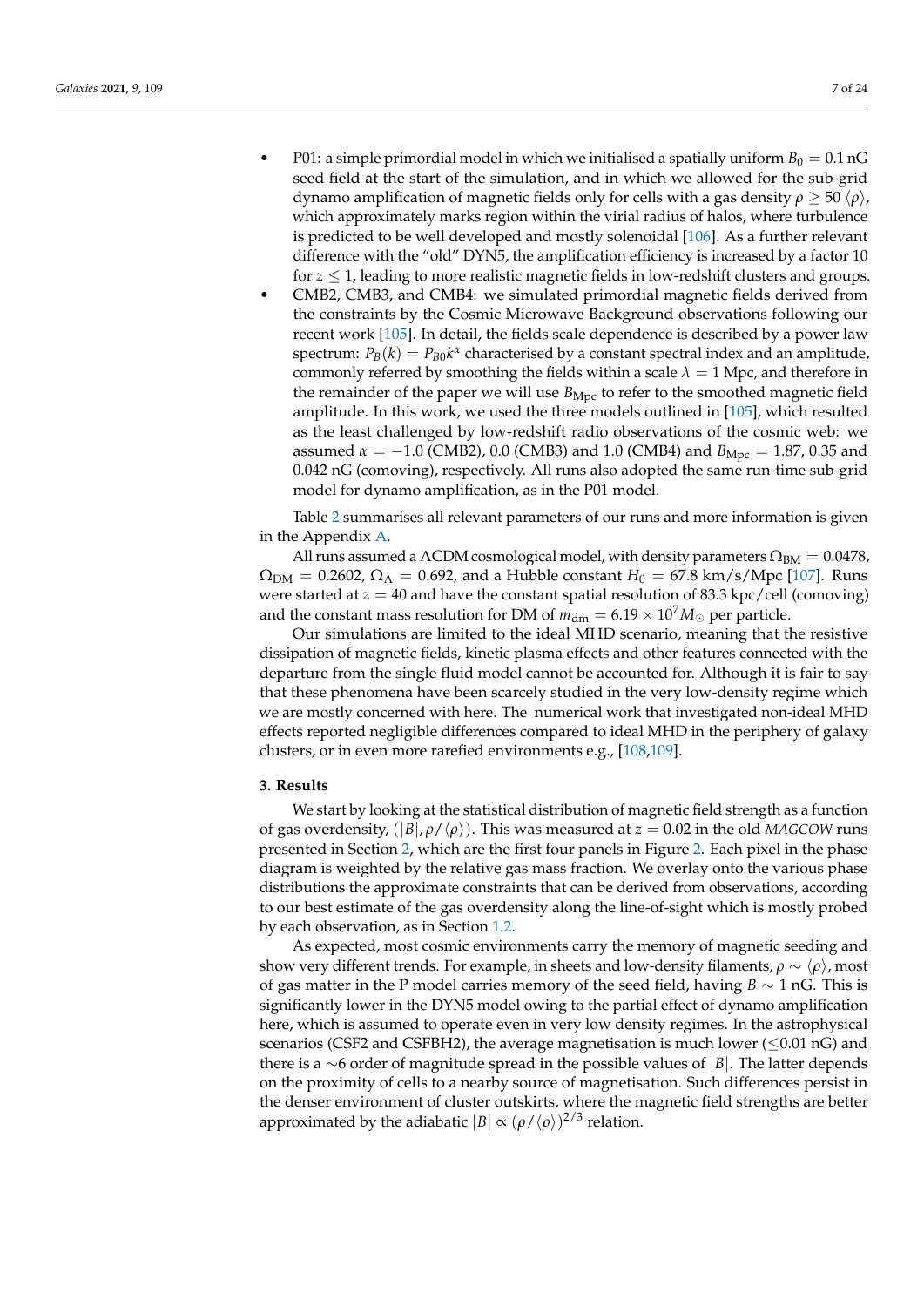- P01: a simple primordial model in which we initialised a spatially uniform $B_0 = 0.1$ nG seed field at the start of the simulation, and in which we allowed for the sub-grid dynamo amplification of magnetic fields only for cells with a gas density $\rho \geq 50 \langle\rho\rangle$, which approximately marks region within the virial radius of halos, where turbulence is predicted to be well developed and mostly solenoidal [106]. As a further relevant difference with the "old" DYN5, the amplification efficiency is increased by a factor 10 for $z \leq 1$, leading to more realistic magnetic fields in low-redshift clusters and groups.
- CMB2, CMB3, and CMB4: we simulated primordial magnetic fields derived from the constraints by the Cosmic Microwave Background observations following our recent work [105]. In detail, the fields scale dependence is described by a power law spectrum: $P_B(k) = P_{B0}k^{\alpha}$ characterised by a constant spectral index and an amplitude, commonly referred by smoothing the fields within a scale $\lambda = 1$ Mpc, and therefore in the remainder of the paper we will use $B_{\rm Mpc}$ to refer to the smoothed magnetic field amplitude. In this work, we used the three models outlined in [105], which resulted as the least challenged by low-redshift radio observations of the cosmic web: we assumed $\alpha = -1.0$ (CMB2), 0.0 (CMB3) and 1.0 (CMB4) and $B_{\rm Mpc} = 1.87$, 0.35 and 0.042 nG (comoving), respectively. All runs also adopted the same run-time sub-grid model for dynamo amplification, as in the P01 model.

Table 2 summarises all relevant parameters of our runs and more information is given in the Appendix A.

All runs assumed a ΛCDM cosmological model, with density parameters $\Omega_{\rm BM} = 0.0478$, $\Omega_{\rm DM} = 0.2602$, $\Omega_{\Lambda} = 0.692$, and a Hubble constant $H_0 = 67.8$ km/s/Mpc [107]. Runs were started at $z = 40$ and have the constant spatial resolution of 83.3 kpc/cell (comoving) and the constant mass resolution for DM of $m_{\rm dm} = 6.19 \times 10^7 M_{\odot}$ per particle.

Our simulations are limited to the ideal MHD scenario, meaning that the resistive dissipation of magnetic fields, kinetic plasma effects and other features connected with the departure from the single fluid model cannot be accounted for. Although it is fair to say that these phenomena have been scarcely studied in the very low-density regime which we are mostly concerned with here. The numerical work that investigated non-ideal MHD effects reported negligible differences compared to ideal MHD in the periphery of galaxy clusters, or in even more rarefied environments e.g., [108,109].

## 3. Results

We start by looking at the statistical distribution of magnetic field strength as a function of gas overdensity, $(|B|, \rho/\langle\rho\rangle)$. This was measured at $z = 0.02$ in the old *MAGCOW* runs presented in Section 2, which are the first four panels in Figure 2. Each pixel in the phase diagram is weighted by the relative gas mass fraction. We overlay onto the various phase distributions the approximate constraints that can be derived from observations, according to our best estimate of the gas overdensity along the line-of-sight which is mostly probed by each observation, as in Section 1.2.

As expected, most cosmic environments carry the memory of magnetic seeding and show very different trends. For example, in sheets and low-density filaments, $\rho \sim \langle\rho\rangle$, most of gas matter in the P model carries memory of the seed field, having $B \sim 1$ nG. This is significantly lower in the DYN5 model owing to the partial effect of dynamo amplification here, which is assumed to operate even in very low density regimes. In the astrophysical scenarios (CSF2 and CSFBH2), the average magnetisation is much lower ($\leq$0.01 nG) and there is a ∼6 order of magnitude spread in the possible values of $|B|$. The latter depends on the proximity of cells to a nearby source of magnetisation. Such differences persist in the denser environment of cluster outskirts, where the magnetic field strengths are better approximated by the adiabatic $|B| \propto (\rho/\langle\rho\rangle)^{2/3}$ relation.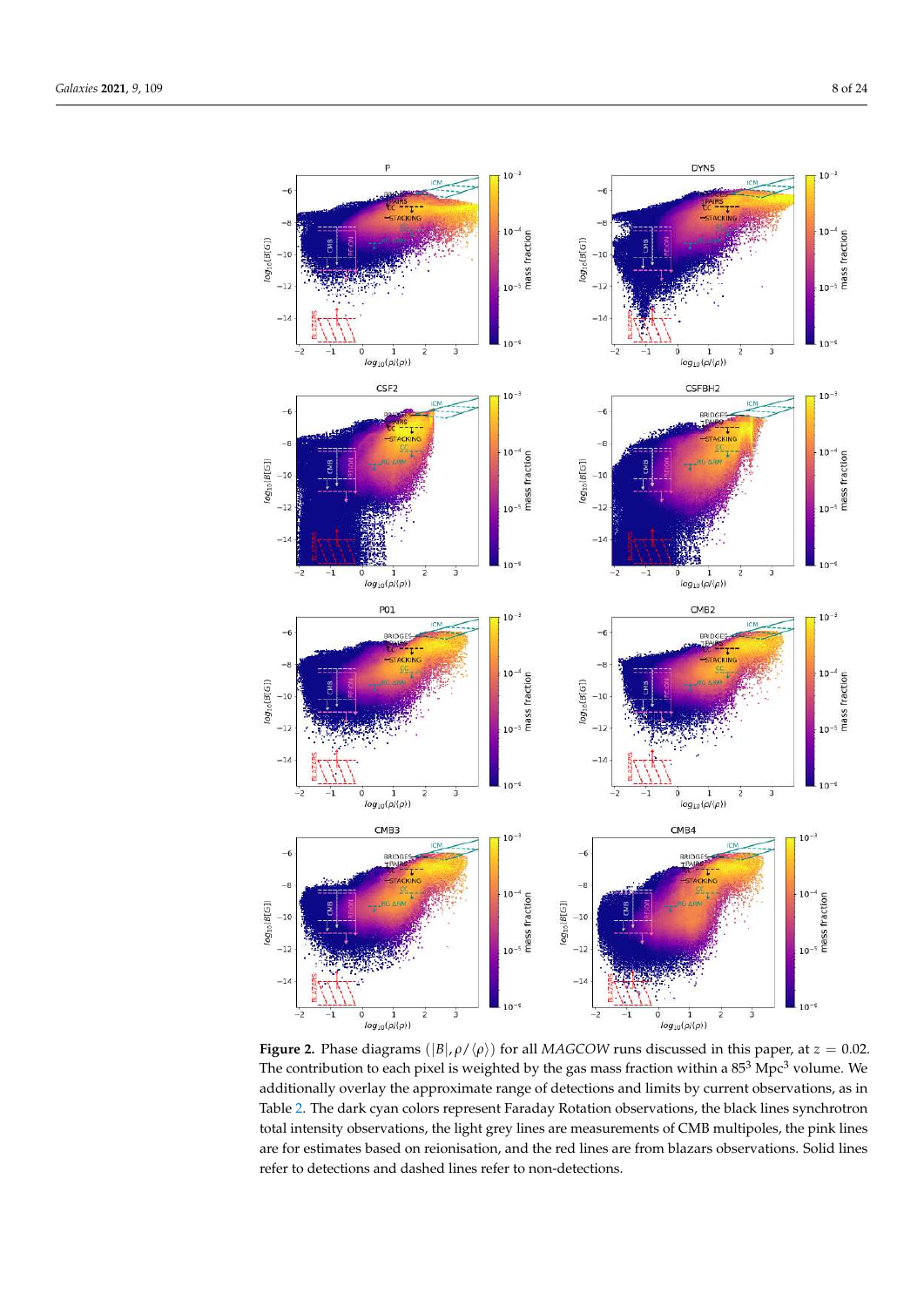**Figure 2.** Phase diagrams ($|B|, \rho/\langle\rho\rangle$) for all *MAGCOW* runs discussed in this paper, at $z = 0.02$. The contribution to each pixel is weighted by the gas mass fraction within a $85^3$ Mpc$^3$ volume. We additionally overlay the approximate range of detections and limits by current observations, as in Table 2. The dark cyan colors represent Faraday Rotation observations, the black lines synchrotron total intensity observations, the light grey lines are measurements of CMB multipoles, the pink lines are for estimates based on reionisation, and the red lines are from blazars observations. Solid lines refer to detections and dashed lines refer to non-detections.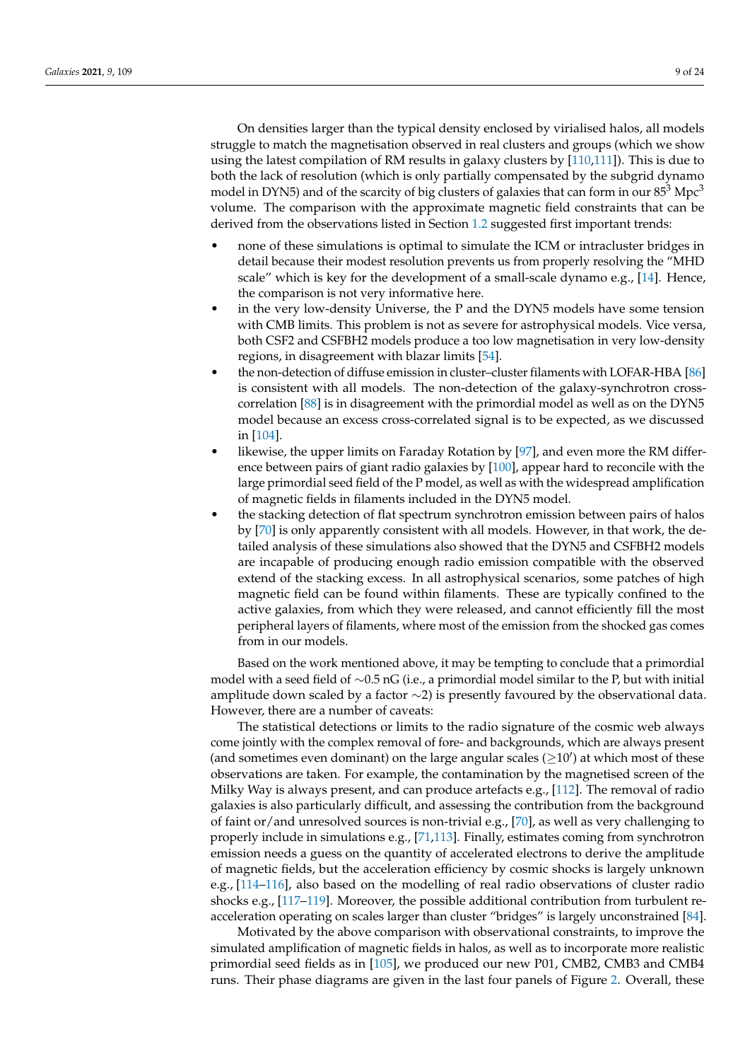On densities larger than the typical density enclosed by virialised halos, all models struggle to match the magnetisation observed in real clusters and groups (which we show using the latest compilation of RM results in galaxy clusters by [110,111]). This is due to both the lack of resolution (which is only partially compensated by the subgrid dynamo model in DYN5) and of the scarcity of big clusters of galaxies that can form in our $85^3$ $\mathrm{Mpc}^3$ volume. The comparison with the approximate magnetic field constraints that can be derived from the observations listed in Section 1.2 suggested first important trends:

- none of these simulations is optimal to simulate the ICM or intracluster bridges in detail because their modest resolution prevents us from properly resolving the "MHD scale" which is key for the development of a small-scale dynamo e.g., [14]. Hence, the comparison is not very informative here.
- in the very low-density Universe, the P and the DYN5 models have some tension with CMB limits. This problem is not as severe for astrophysical models. Vice versa, both CSF2 and CSFBH2 models produce a too low magnetisation in very low-density regions, in disagreement with blazar limits [54].
- the non-detection of diffuse emission in cluster–cluster filaments with LOFAR-HBA [86] is consistent with all models. The non-detection of the galaxy-synchrotron cross-correlation [88] is in disagreement with the primordial model as well as on the DYN5 model because an excess cross-correlated signal is to be expected, as we discussed in [104].
- likewise, the upper limits on Faraday Rotation by [97], and even more the RM difference between pairs of giant radio galaxies by [100], appear hard to reconcile with the large primordial seed field of the P model, as well as with the widespread amplification of magnetic fields in filaments included in the DYN5 model.
- the stacking detection of flat spectrum synchrotron emission between pairs of halos by [70] is only apparently consistent with all models. However, in that work, the detailed analysis of these simulations also showed that the DYN5 and CSFBH2 models are incapable of producing enough radio emission compatible with the observed extend of the stacking excess. In all astrophysical scenarios, some patches of high magnetic field can be found within filaments. These are typically confined to the active galaxies, from which they were released, and cannot efficiently fill the most peripheral layers of filaments, where most of the emission from the shocked gas comes from in our models.

Based on the work mentioned above, it may be tempting to conclude that a primordial model with a seed field of $\sim$0.5 nG (i.e., a primordial model similar to the P, but with initial amplitude down scaled by a factor $\sim$2) is presently favoured by the observational data. However, there are a number of caveats:

The statistical detections or limits to the radio signature of the cosmic web always come jointly with the complex removal of fore- and backgrounds, which are always present (and sometimes even dominant) on the large angular scales ($\geq 10'$) at which most of these observations are taken. For example, the contamination by the magnetised screen of the Milky Way is always present, and can produce artefacts e.g., [112]. The removal of radio galaxies is also particularly difficult, and assessing the contribution from the background of faint or/and unresolved sources is non-trivial e.g., [70], as well as very challenging to properly include in simulations e.g., [71,113]. Finally, estimates coming from synchrotron emission needs a guess on the quantity of accelerated electrons to derive the amplitude of magnetic fields, but the acceleration efficiency by cosmic shocks is largely unknown e.g., [114–116], also based on the modelling of real radio observations of cluster radio shocks e.g., [117–119]. Moreover, the possible additional contribution from turbulent re-acceleration operating on scales larger than cluster "bridges" is largely unconstrained [84].

Motivated by the above comparison with observational constraints, to improve the simulated amplification of magnetic fields in halos, as well as to incorporate more realistic primordial seed fields as in [105], we produced our new P01, CMB2, CMB3 and CMB4 runs. Their phase diagrams are given in the last four panels of Figure 2. Overall, these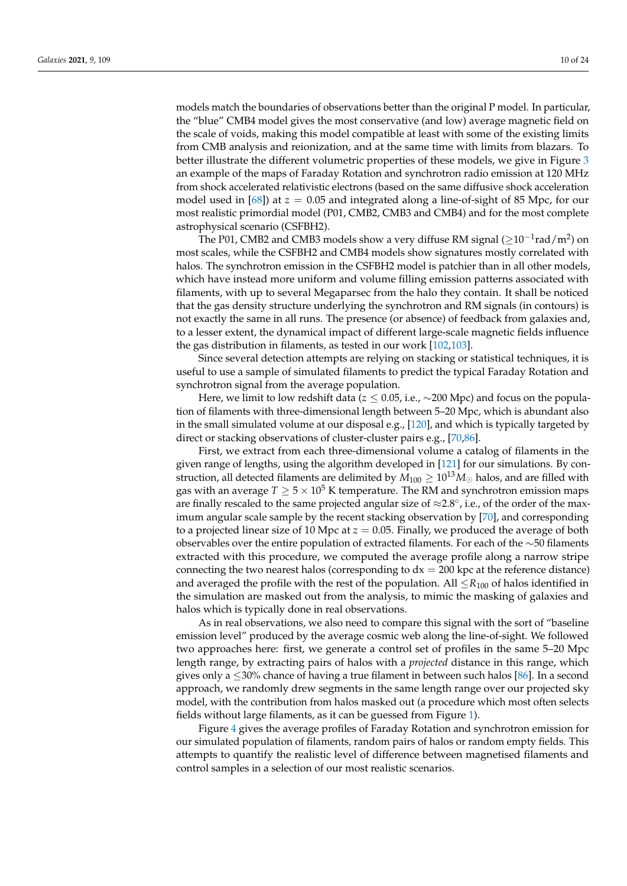models match the boundaries of observations better than the original P model. In particular, the "blue" CMB4 model gives the most conservative (and low) average magnetic field on the scale of voids, making this model compatible at least with some of the existing limits from CMB analysis and reionization, and at the same time with limits from blazars. To better illustrate the different volumetric properties of these models, we give in Figure 3 an example of the maps of Faraday Rotation and synchrotron radio emission at 120 MHz from shock accelerated relativistic electrons (based on the same diffusive shock acceleration model used in [68]) at $z = 0.05$ and integrated along a line-of-sight of 85 Mpc, for our most realistic primordial model (P01, CMB2, CMB3 and CMB4) and for the most complete astrophysical scenario (CSFBH2).

The P01, CMB2 and CMB3 models show a very diffuse RM signal ($\geq 10^{-1}$rad/m$^2$) on most scales, while the CSFBH2 and CMB4 models show signatures mostly correlated with halos. The synchrotron emission in the CSFBH2 model is patchier than in all other models, which have instead more uniform and volume filling emission patterns associated with filaments, with up to several Megaparsec from the halo they contain. It shall be noticed that the gas density structure underlying the synchrotron and RM signals (in contours) is not exactly the same in all runs. The presence (or absence) of feedback from galaxies and, to a lesser extent, the dynamical impact of different large-scale magnetic fields influence the gas distribution in filaments, as tested in our work [102,103].

Since several detection attempts are relying on stacking or statistical techniques, it is useful to use a sample of simulated filaments to predict the typical Faraday Rotation and synchrotron signal from the average population.

Here, we limit to low redshift data ($z \leq 0.05$, i.e., $\sim$200 Mpc) and focus on the population of filaments with three-dimensional length between 5–20 Mpc, which is abundant also in the small simulated volume at our disposal e.g., [120], and which is typically targeted by direct or stacking observations of cluster-cluster pairs e.g., [70,86].

First, we extract from each three-dimensional volume a catalog of filaments in the given range of lengths, using the algorithm developed in [121] for our simulations. By construction, all detected filaments are delimited by $M_{100} \geq 10^{13} M_{\odot}$ halos, and are filled with gas with an average $T \geq 5 \times 10^5$ K temperature. The RM and synchrotron emission maps are finally rescaled to the same projected angular size of $\approx 2.8^{\circ}$, i.e., of the order of the maximum angular scale sample by the recent stacking observation by [70], and corresponding to a projected linear size of 10 Mpc at $z = 0.05$. Finally, we produced the average of both observables over the entire population of extracted filaments. For each of the $\sim$50 filaments extracted with this procedure, we computed the average profile along a narrow stripe connecting the two nearest halos (corresponding to dx = 200 kpc at the reference distance) and averaged the profile with the rest of the population. All $\leq R_{100}$ of halos identified in the simulation are masked out from the analysis, to mimic the masking of galaxies and halos which is typically done in real observations.

As in real observations, we also need to compare this signal with the sort of "baseline emission level" produced by the average cosmic web along the line-of-sight. We followed two approaches here: first, we generate a control set of profiles in the same 5–20 Mpc length range, by extracting pairs of halos with a *projected* distance in this range, which gives only a $\leq$30% chance of having a true filament in between such halos [86]. In a second approach, we randomly drew segments in the same length range over our projected sky model, with the contribution from halos masked out (a procedure which most often selects fields without large filaments, as it can be guessed from Figure 1).

Figure 4 gives the average profiles of Faraday Rotation and synchrotron emission for our simulated population of filaments, random pairs of halos or random empty fields. This attempts to quantify the realistic level of difference between magnetised filaments and control samples in a selection of our most realistic scenarios.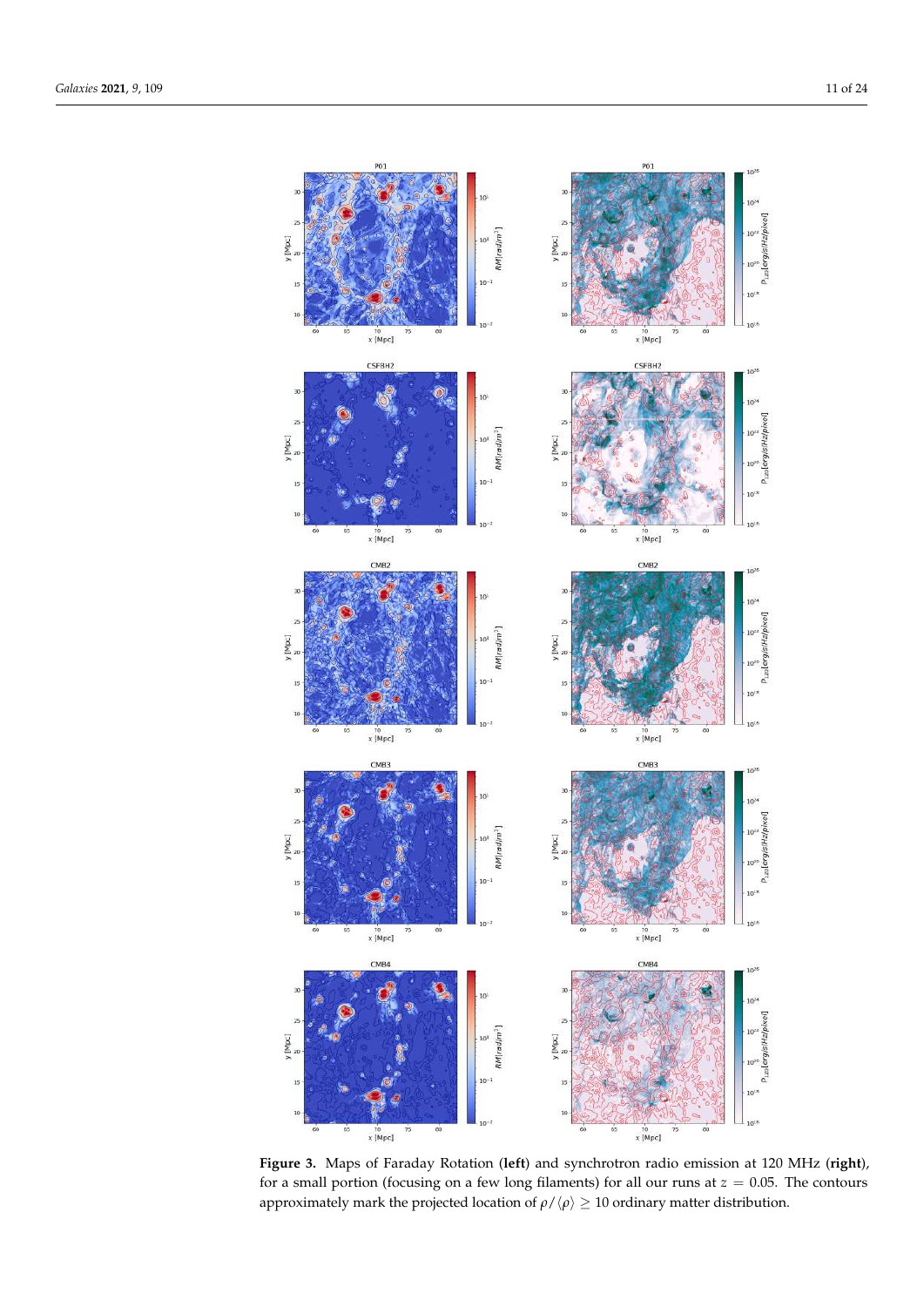**Figure 3.** Maps of Faraday Rotation (**left**) and synchrotron radio emission at 120 MHz (**right**), for a small portion (focusing on a few long filaments) for all our runs at $z = 0.05$. The contours approximately mark the projected location of $\rho/\langle\rho\rangle \geq 10$ ordinary matter distribution.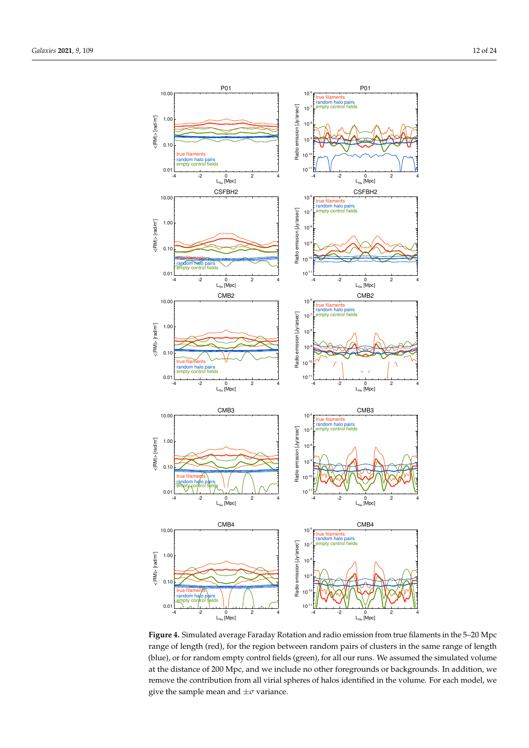**Figure 4.** Simulated average Faraday Rotation and radio emission from true filaments in the 5–20 Mpc range of length (red), for the region between random pairs of clusters in the same range of length (blue), or for random empty control fields (green), for all our runs. We assumed the simulated volume at the distance of 200 Mpc, and we include no other foregrounds or backgrounds. In addition, we remove the contribution from all virial spheres of halos identified in the volume. For each model, we give the sample mean and $\pm\sigma$ variance.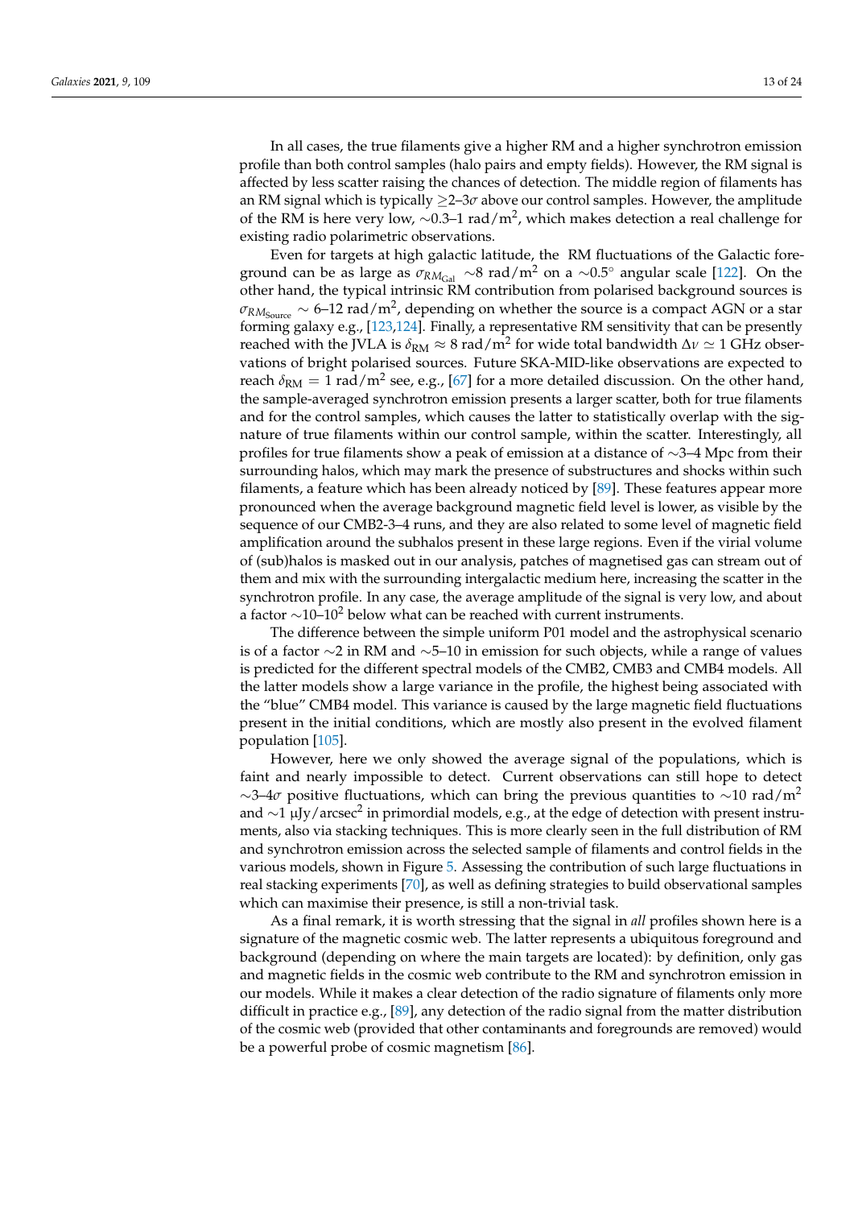In all cases, the true filaments give a higher RM and a higher synchrotron emission profile than both control samples (halo pairs and empty fields). However, the RM signal is affected by less scatter raising the chances of detection. The middle region of filaments has an RM signal which is typically $\geq 2$–$3\sigma$ above our control samples. However, the amplitude of the RM is here very low, $\sim 0.3$–$1\ \mathrm{rad/m^2}$, which makes detection a real challenge for existing radio polarimetric observations.

Even for targets at high galactic latitude, the RM fluctuations of the Galactic foreground can be as large as $\sigma_{RM_{\mathrm{Gal}}} \sim 8\ \mathrm{rad/m^2}$ on a $\sim 0.5^\circ$ angular scale [122]. On the other hand, the typical intrinsic RM contribution from polarised background sources is $\sigma_{RM_{\mathrm{Source}}} \sim 6$–$12\ \mathrm{rad/m^2}$, depending on whether the source is a compact AGN or a star forming galaxy e.g., [123,124]. Finally, a representative RM sensitivity that can be presently reached with the JVLA is $\delta_{\mathrm{RM}} \approx 8\ \mathrm{rad/m^2}$ for wide total bandwidth $\Delta\nu \simeq 1$ GHz observations of bright polarised sources. Future SKA-MID-like observations are expected to reach $\delta_{\mathrm{RM}} = 1\ \mathrm{rad/m^2}$ see, e.g., [67] for a more detailed discussion. On the other hand, the sample-averaged synchrotron emission presents a larger scatter, both for true filaments and for the control samples, which causes the latter to statistically overlap with the signature of true filaments within our control sample, within the scatter. Interestingly, all profiles for true filaments show a peak of emission at a distance of $\sim 3$–$4$ Mpc from their surrounding halos, which may mark the presence of substructures and shocks within such filaments, a feature which has been already noticed by [89]. These features appear more pronounced when the average background magnetic field level is lower, as visible by the sequence of our CMB2-3–4 runs, and they are also related to some level of magnetic field amplification around the subhalos present in these large regions. Even if the virial volume of (sub)halos is masked out in our analysis, patches of magnetised gas can stream out of them and mix with the surrounding intergalactic medium here, increasing the scatter in the synchrotron profile. In any case, the average amplitude of the signal is very low, and about a factor $\sim 10$–$10^2$ below what can be reached with current instruments.

The difference between the simple uniform P01 model and the astrophysical scenario is of a factor $\sim 2$ in RM and $\sim 5$–$10$ in emission for such objects, while a range of values is predicted for the different spectral models of the CMB2, CMB3 and CMB4 models. All the latter models show a large variance in the profile, the highest being associated with the "blue" CMB4 model. This variance is caused by the large magnetic field fluctuations present in the initial conditions, which are mostly also present in the evolved filament population [105].

However, here we only showed the average signal of the populations, which is faint and nearly impossible to detect. Current observations can still hope to detect $\sim 3$–$4\sigma$ positive fluctuations, which can bring the previous quantities to $\sim 10\ \mathrm{rad/m^2}$ and $\sim 1\ \mu\mathrm{Jy/arcsec^2}$ in primordial models, e.g., at the edge of detection with present instruments, also via stacking techniques. This is more clearly seen in the full distribution of RM and synchrotron emission across the selected sample of filaments and control fields in the various models, shown in Figure 5. Assessing the contribution of such large fluctuations in real stacking experiments [70], as well as defining strategies to build observational samples which can maximise their presence, is still a non-trivial task.

As a final remark, it is worth stressing that the signal in *all* profiles shown here is a signature of the magnetic cosmic web. The latter represents a ubiquitous foreground and background (depending on where the main targets are located): by definition, only gas and magnetic fields in the cosmic web contribute to the RM and synchrotron emission in our models. While it makes a clear detection of the radio signature of filaments only more difficult in practice e.g., [89], any detection of the radio signal from the matter distribution of the cosmic web (provided that other contaminants and foregrounds are removed) would be a powerful probe of cosmic magnetism [86].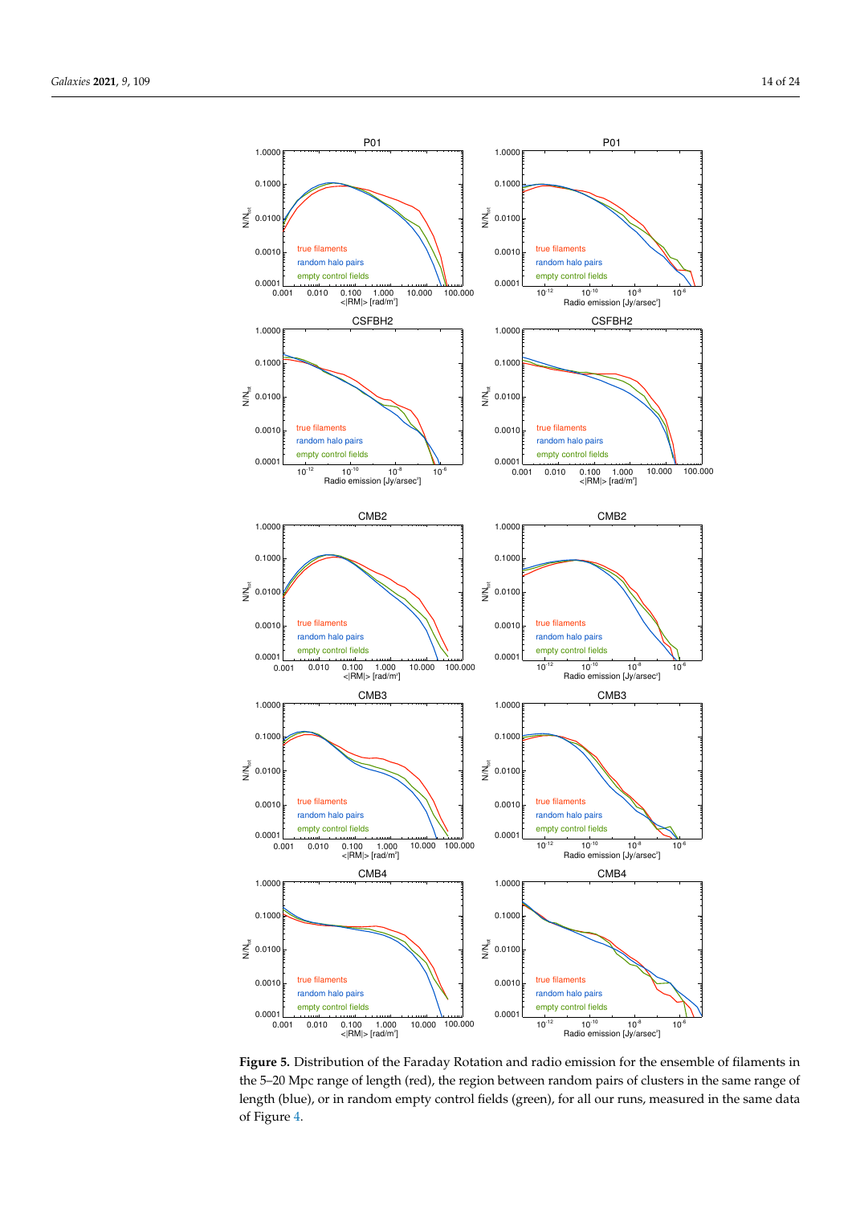**Figure 5.** Distribution of the Faraday Rotation and radio emission for the ensemble of filaments in the 5–20 Mpc range of length (red), the region between random pairs of clusters in the same range of length (blue), or in random empty control fields (green), for all our runs, measured in the same data of Figure 4.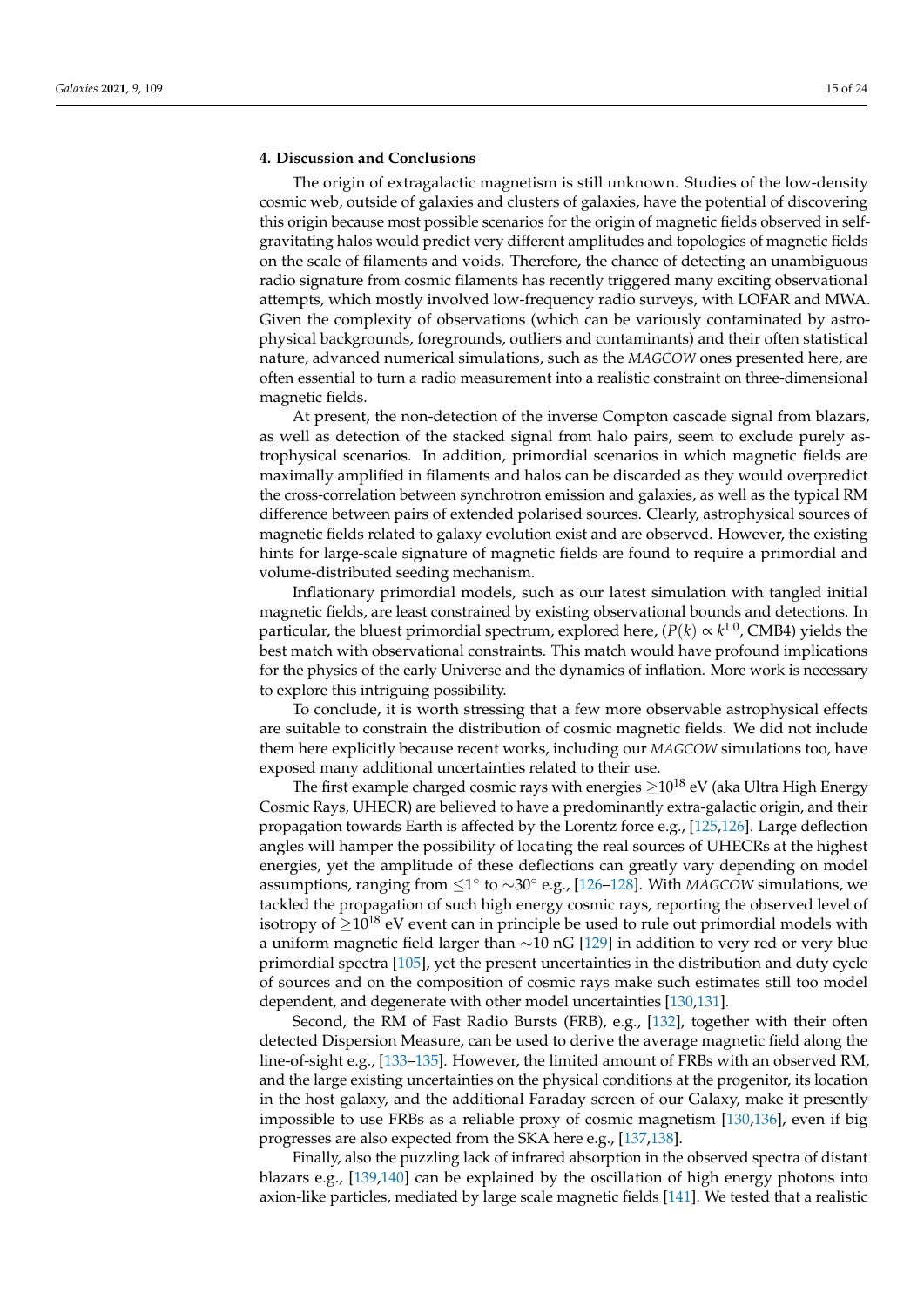## 4. Discussion and Conclusions

The origin of extragalactic magnetism is still unknown. Studies of the low-density cosmic web, outside of galaxies and clusters of galaxies, have the potential of discovering this origin because most possible scenarios for the origin of magnetic fields observed in self-gravitating halos would predict very different amplitudes and topologies of magnetic fields on the scale of filaments and voids. Therefore, the chance of detecting an unambiguous radio signature from cosmic filaments has recently triggered many exciting observational attempts, which mostly involved low-frequency radio surveys, with LOFAR and MWA. Given the complexity of observations (which can be variously contaminated by astrophysical backgrounds, foregrounds, outliers and contaminants) and their often statistical nature, advanced numerical simulations, such as the *MAGCOW* ones presented here, are often essential to turn a radio measurement into a realistic constraint on three-dimensional magnetic fields.

At present, the non-detection of the inverse Compton cascade signal from blazars, as well as detection of the stacked signal from halo pairs, seem to exclude purely astrophysical scenarios. In addition, primordial scenarios in which magnetic fields are maximally amplified in filaments and halos can be discarded as they would overpredict the cross-correlation between synchrotron emission and galaxies, as well as the typical RM difference between pairs of extended polarised sources. Clearly, astrophysical sources of magnetic fields related to galaxy evolution exist and are observed. However, the existing hints for large-scale signature of magnetic fields are found to require a primordial and volume-distributed seeding mechanism.

Inflationary primordial models, such as our latest simulation with tangled initial magnetic fields, are least constrained by existing observational bounds and detections. In particular, the bluest primordial spectrum, explored here, ($P(k) \propto k^{1.0}$, CMB4) yields the best match with observational constraints. This match would have profound implications for the physics of the early Universe and the dynamics of inflation. More work is necessary to explore this intriguing possibility.

To conclude, it is worth stressing that a few more observable astrophysical effects are suitable to constrain the distribution of cosmic magnetic fields. We did not include them here explicitly because recent works, including our *MAGCOW* simulations too, have exposed many additional uncertainties related to their use.

The first example charged cosmic rays with energies $\geq 10^{18}$ eV (aka Ultra High Energy Cosmic Rays, UHECR) are believed to have a predominantly extra-galactic origin, and their propagation towards Earth is affected by the Lorentz force e.g., [125,126]. Large deflection angles will hamper the possibility of locating the real sources of UHECRs at the highest energies, yet the amplitude of these deflections can greatly vary depending on model assumptions, ranging from $\leq 1^{\circ}$ to $\sim 30^{\circ}$ e.g., [126–128]. With *MAGCOW* simulations, we tackled the propagation of such high energy cosmic rays, reporting the observed level of isotropy of $\geq 10^{18}$ eV event can in principle be used to rule out primordial models with a uniform magnetic field larger than $\sim 10$ nG [129] in addition to very red or very blue primordial spectra [105], yet the present uncertainties in the distribution and duty cycle of sources and on the composition of cosmic rays make such estimates still too model dependent, and degenerate with other model uncertainties [130,131].

Second, the RM of Fast Radio Bursts (FRB), e.g., [132], together with their often detected Dispersion Measure, can be used to derive the average magnetic field along the line-of-sight e.g., [133–135]. However, the limited amount of FRBs with an observed RM, and the large existing uncertainties on the physical conditions at the progenitor, its location in the host galaxy, and the additional Faraday screen of our Galaxy, make it presently impossible to use FRBs as a reliable proxy of cosmic magnetism [130,136], even if big progresses are also expected from the SKA here e.g., [137,138].

Finally, also the puzzling lack of infrared absorption in the observed spectra of distant blazars e.g., [139,140] can be explained by the oscillation of high energy photons into axion-like particles, mediated by large scale magnetic fields [141]. We tested that a realistic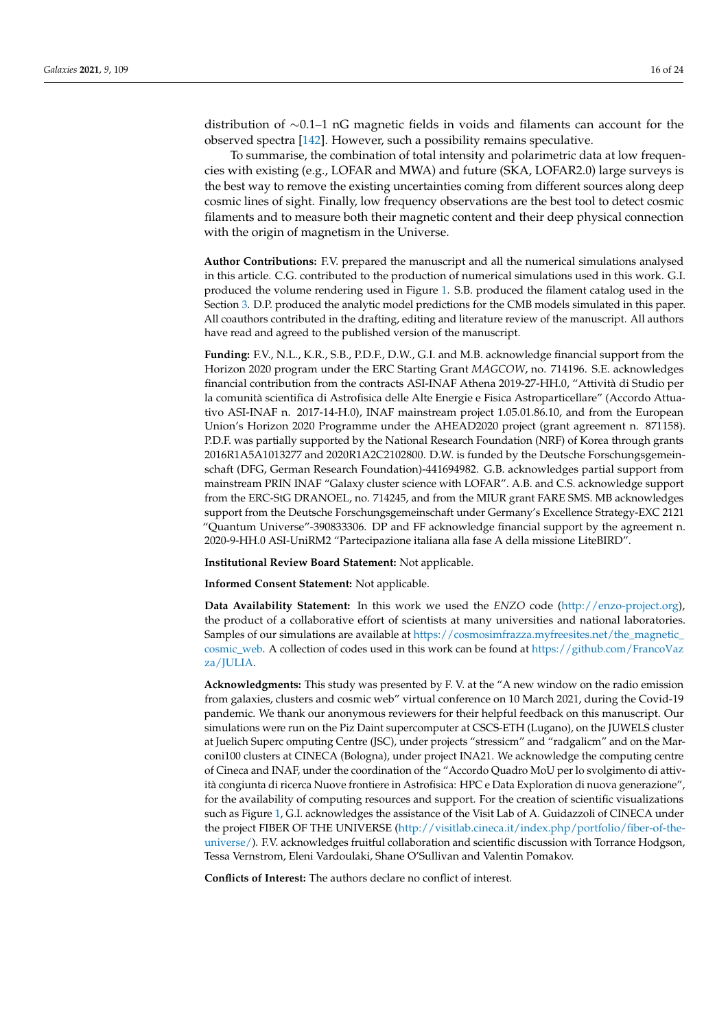distribution of ∼0.1–1 nG magnetic fields in voids and filaments can account for the observed spectra [142]. However, such a possibility remains speculative.

To summarise, the combination of total intensity and polarimetric data at low frequencies with existing (e.g., LOFAR and MWA) and future (SKA, LOFAR2.0) large surveys is the best way to remove the existing uncertainties coming from different sources along deep cosmic lines of sight. Finally, low frequency observations are the best tool to detect cosmic filaments and to measure both their magnetic content and their deep physical connection with the origin of magnetism in the Universe.

**Author Contributions:** F.V. prepared the manuscript and all the numerical simulations analysed in this article. C.G. contributed to the production of numerical simulations used in this work. G.I. produced the volume rendering used in Figure 1. S.B. produced the filament catalog used in the Section 3. D.P. produced the analytic model predictions for the CMB models simulated in this paper. All coauthors contributed in the drafting, editing and literature review of the manuscript. All authors have read and agreed to the published version of the manuscript.

**Funding:** F.V., N.L., K.R., S.B., P.D.F., D.W., G.I. and M.B. acknowledge financial support from the Horizon 2020 program under the ERC Starting Grant *MAGCOW*, no. 714196. S.E. acknowledges financial contribution from the contracts ASI-INAF Athena 2019-27-HH.0, "Attività di Studio per la comunità scientifica di Astrofisica delle Alte Energie e Fisica Astroparticellare" (Accordo Attuativo ASI-INAF n. 2017-14-H.0), INAF mainstream project 1.05.01.86.10, and from the European Union's Horizon 2020 Programme under the AHEAD2020 project (grant agreement n. 871158). P.D.F. was partially supported by the National Research Foundation (NRF) of Korea through grants 2016R1A5A1013277 and 2020R1A2C2102800. D.W. is funded by the Deutsche Forschungsgemeinschaft (DFG, German Research Foundation)-441694982. G.B. acknowledges partial support from mainstream PRIN INAF "Galaxy cluster science with LOFAR". A.B. and C.S. acknowledge support from the ERC-StG DRANOEL, no. 714245, and from the MIUR grant FARE SMS. MB acknowledges support from the Deutsche Forschungsgemeinschaft under Germany's Excellence Strategy-EXC 2121 "Quantum Universe"-390833306. DP and FF acknowledge financial support by the agreement n. 2020-9-HH.0 ASI-UniRM2 "Partecipazione italiana alla fase A della missione LiteBIRD".

**Institutional Review Board Statement:** Not applicable.

**Informed Consent Statement:** Not applicable.

**Data Availability Statement:** In this work we used the *ENZO* code (http://enzo-project.org), the product of a collaborative effort of scientists at many universities and national laboratories. Samples of our simulations are available at https://cosmosimfrazza.myfreesites.net/the_magnetic_cosmic_web. A collection of codes used in this work can be found at https://github.com/FrancoVazza/JULIA.

**Acknowledgments:** This study was presented by F. V. at the "A new window on the radio emission from galaxies, clusters and cosmic web" virtual conference on 10 March 2021, during the Covid-19 pandemic. We thank our anonymous reviewers for their helpful feedback on this manuscript. Our simulations were run on the Piz Daint supercomputer at CSCS-ETH (Lugano), on the JUWELS cluster at Juelich Superc omputing Centre (JSC), under projects "stressicm" and "radgalicm" and on the Marconi100 clusters at CINECA (Bologna), under project INA21. We acknowledge the computing centre of Cineca and INAF, under the coordination of the "Accordo Quadro MoU per lo svolgimento di attività congiunta di ricerca Nuove frontiere in Astrofisica: HPC e Data Exploration di nuova generazione", for the availability of computing resources and support. For the creation of scientific visualizations such as Figure 1, G.I. acknowledges the assistance of the Visit Lab of A. Guidazzoli of CINECA under the project FIBER OF THE UNIVERSE (http://visitlab.cineca.it/index.php/portfolio/fiber-of-the-universe/). F.V. acknowledges fruitful collaboration and scientific discussion with Torrance Hodgson, Tessa Vernstrom, Eleni Vardoulaki, Shane O'Sullivan and Valentin Pomakov.

**Conflicts of Interest:** The authors declare no conflict of interest.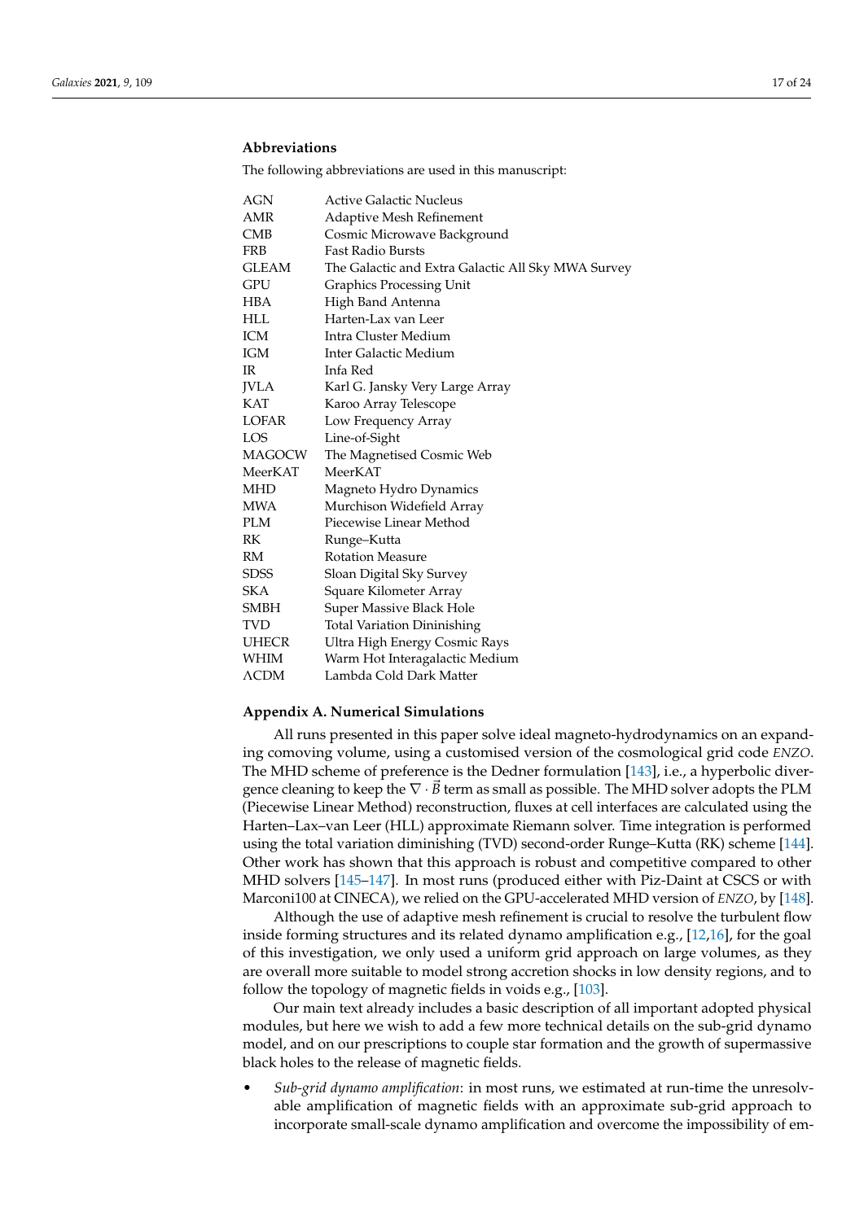## Abbreviations

The following abbreviations are used in this manuscript:

| | |
|---|---|
| AGN | Active Galactic Nucleus |
| AMR | Adaptive Mesh Refinement |
| CMB | Cosmic Microwave Background |
| FRB | Fast Radio Bursts |
| GLEAM | The Galactic and Extra Galactic All Sky MWA Survey |
| GPU | Graphics Processing Unit |
| HBA | High Band Antenna |
| HLL | Harten-Lax van Leer |
| ICM | Intra Cluster Medium |
| IGM | Inter Galactic Medium |
| IR | Infa Red |
| JVLA | Karl G. Jansky Very Large Array |
| KAT | Karoo Array Telescope |
| LOFAR | Low Frequency Array |
| LOS | Line-of-Sight |
| MAGOCW | The Magnetised Cosmic Web |
| MeerKAT | MeerKAT |
| MHD | Magneto Hydro Dynamics |
| MWA | Murchison Widefield Array |
| PLM | Piecewise Linear Method |
| RK | Runge–Kutta |
| RM | Rotation Measure |
| SDSS | Sloan Digital Sky Survey |
| SKA | Square Kilometer Array |
| SMBH | Super Massive Black Hole |
| TVD | Total Variation Dininishing |
| UHECR | Ultra High Energy Cosmic Rays |
| WHIM | Warm Hot Interagalactic Medium |
| ΛCDM | Lambda Cold Dark Matter |

## Appendix A. Numerical Simulations

All runs presented in this paper solve ideal magneto-hydrodynamics on an expanding comoving volume, using a customised version of the cosmological grid code *ENZO*. The MHD scheme of preference is the Dedner formulation [143], i.e., a hyperbolic divergence cleaning to keep the $\nabla \cdot \vec{B}$ term as small as possible. The MHD solver adopts the PLM (Piecewise Linear Method) reconstruction, fluxes at cell interfaces are calculated using the Harten–Lax–van Leer (HLL) approximate Riemann solver. Time integration is performed using the total variation diminishing (TVD) second-order Runge–Kutta (RK) scheme [144]. Other work has shown that this approach is robust and competitive compared to other MHD solvers [145–147]. In most runs (produced either with Piz-Daint at CSCS or with Marconi100 at CINECA), we relied on the GPU-accelerated MHD version of *ENZO*, by [148].

Although the use of adaptive mesh refinement is crucial to resolve the turbulent flow inside forming structures and its related dynamo amplification e.g., [12,16], for the goal of this investigation, we only used a uniform grid approach on large volumes, as they are overall more suitable to model strong accretion shocks in low density regions, and to follow the topology of magnetic fields in voids e.g., [103].

Our main text already includes a basic description of all important adopted physical modules, but here we wish to add a few more technical details on the sub-grid dynamo model, and on our prescriptions to couple star formation and the growth of supermassive black holes to the release of magnetic fields.

- *Sub-grid dynamo amplification*: in most runs, we estimated at run-time the unresolvable amplification of magnetic fields with an approximate sub-grid approach to incorporate small-scale dynamo amplification and overcome the impossibility of em-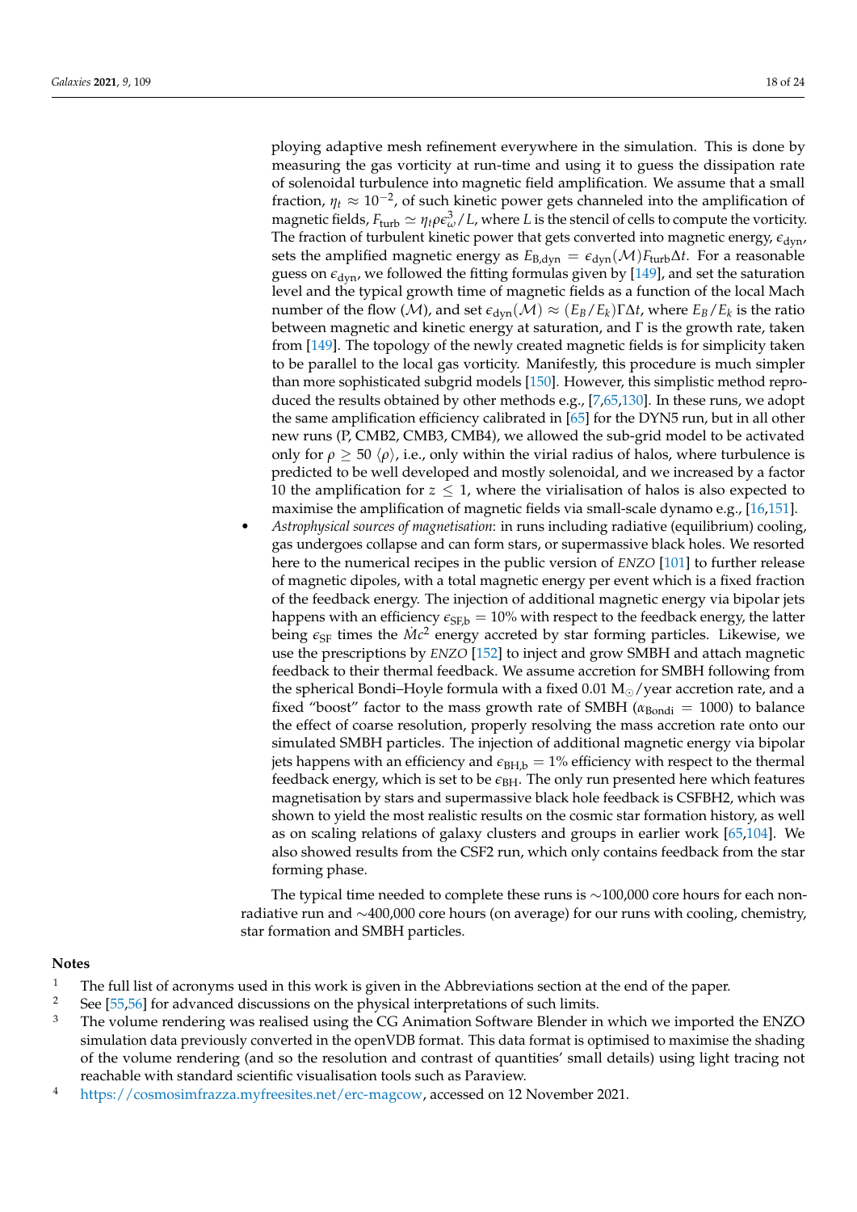ploying adaptive mesh refinement everywhere in the simulation. This is done by measuring the gas vorticity at run-time and using it to guess the dissipation rate of solenoidal turbulence into magnetic field amplification. We assume that a small fraction, $\eta_t \approx 10^{-2}$, of such kinetic power gets channeled into the amplification of magnetic fields, $F_{\rm turb} \simeq \eta_t \rho \epsilon_\omega^3 / L$, where $L$ is the stencil of cells to compute the vorticity. The fraction of turbulent kinetic power that gets converted into magnetic energy, $\epsilon_{\rm dyn}$, sets the amplified magnetic energy as $E_{\rm B,dyn} = \epsilon_{\rm dyn}(\mathcal{M}) F_{\rm turb} \Delta t$. For a reasonable guess on $\epsilon_{\rm dyn}$, we followed the fitting formulas given by [149], and set the saturation level and the typical growth time of magnetic fields as a function of the local Mach number of the flow ($\mathcal{M}$), and set $\epsilon_{\rm dyn}(\mathcal{M}) \approx (E_B/E_k)\Gamma \Delta t$, where $E_B/E_k$ is the ratio between magnetic and kinetic energy at saturation, and $\Gamma$ is the growth rate, taken from [149]. The topology of the newly created magnetic fields is for simplicity taken to be parallel to the local gas vorticity. Manifestly, this procedure is much simpler than more sophisticated subgrid models [150]. However, this simplistic method reproduced the results obtained by other methods e.g., [7,65,130]. In these runs, we adopt the same amplification efficiency calibrated in [65] for the DYN5 run, but in all other new runs (P, CMB2, CMB3, CMB4), we allowed the sub-grid model to be activated only for $\rho \geq 50 \langle \rho \rangle$, i.e., only within the virial radius of halos, where turbulence is predicted to be well developed and mostly solenoidal, and we increased by a factor 10 the amplification for $z \leq 1$, where the virialisation of halos is also expected to maximise the amplification of magnetic fields via small-scale dynamo e.g., [16,151].
- *Astrophysical sources of magnetisation*: in runs including radiative (equilibrium) cooling, gas undergoes collapse and can form stars, or supermassive black holes. We resorted here to the numerical recipes in the public version of *ENZO* [101] to further release of magnetic dipoles, with a total magnetic energy per event which is a fixed fraction of the feedback energy. The injection of additional magnetic energy via bipolar jets happens with an efficiency $\epsilon_{\rm SF,b} = 10\%$ with respect to the feedback energy, the latter being $\epsilon_{\rm SF}$ times the $\dot{M}c^2$ energy accreted by star forming particles. Likewise, we use the prescriptions by *ENZO* [152] to inject and grow SMBH and attach magnetic feedback to their thermal feedback. We assume accretion for SMBH following from the spherical Bondi–Hoyle formula with a fixed 0.01 $\rm M_\odot$/year accretion rate, and a fixed "boost" factor to the mass growth rate of SMBH ($\alpha_{\rm Bondi} = 1000$) to balance the effect of coarse resolution, properly resolving the mass accretion rate onto our simulated SMBH particles. The injection of additional magnetic energy via bipolar jets happens with an efficiency and $\epsilon_{\rm BH,b} = 1\%$ efficiency with respect to the thermal feedback energy, which is set to be $\epsilon_{\rm BH}$. The only run presented here which features magnetisation by stars and supermassive black hole feedback is CSFBH2, which was shown to yield the most realistic results on the cosmic star formation history, as well as on scaling relations of galaxy clusters and groups in earlier work [65,104]. We also showed results from the CSF2 run, which only contains feedback from the star forming phase.

The typical time needed to complete these runs is ∼100,000 core hours for each non-radiative run and ∼400,000 core hours (on average) for our runs with cooling, chemistry, star formation and SMBH particles.

## Notes

1. The full list of acronyms used in this work is given in the Abbreviations section at the end of the paper.
2. See [55,56] for advanced discussions on the physical interpretations of such limits.
3. The volume rendering was realised using the CG Animation Software Blender in which we imported the ENZO simulation data previously converted in the openVDB format. This data format is optimised to maximise the shading of the volume rendering (and so the resolution and contrast of quantities' small details) using light tracing not reachable with standard scientific visualisation tools such as Paraview.
4. https://cosmosimfrazza.myfreesites.net/erc-magcow, accessed on 12 November 2021.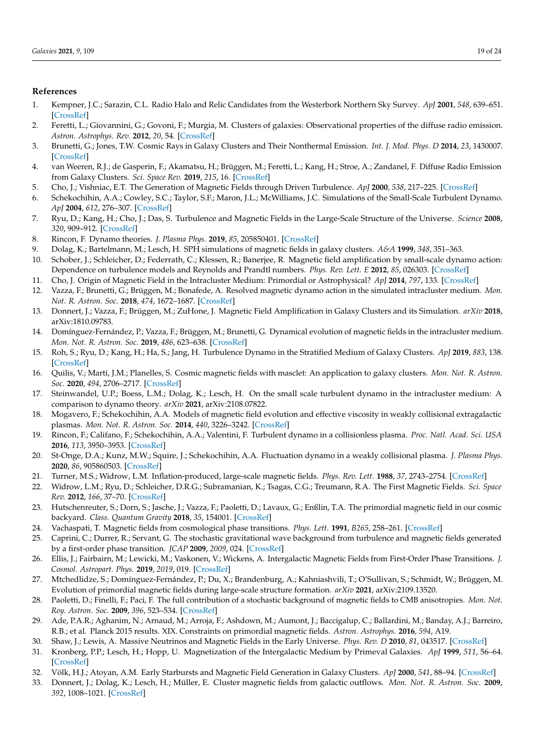## References

1. Kempner, J.C.; Sarazin, C.L. Radio Halo and Relic Candidates from the Westerbork Northern Sky Survey. *ApJ* **2001**, *548*, 639–651. [CrossRef]
2. Feretti, L.; Giovannini, G.; Govoni, F.; Murgia, M. Clusters of galaxies: Observational properties of the diffuse radio emission. *Astron. Astrophys. Rev.* **2012**, *20*, 54. [CrossRef]
3. Brunetti, G.; Jones, T.W. Cosmic Rays in Galaxy Clusters and Their Nonthermal Emission. *Int. J. Mod. Phys. D* **2014**, *23*, 1430007. [CrossRef]
4. van Weeren, R.J.; de Gasperin, F.; Akamatsu, H.; Brüggen, M.; Feretti, L.; Kang, H.; Stroe, A.; Zandanel, F. Diffuse Radio Emission from Galaxy Clusters. *Sci. Space Rev.* **2019**, *215*, 16. [CrossRef]
5. Cho, J.; Vishniac, E.T. The Generation of Magnetic Fields through Driven Turbulence. *ApJ* **2000**, *538*, 217–225. [CrossRef]
6. Schekochihin, A.A.; Cowley, S.C.; Taylor, S.F.; Maron, J.L.; McWilliams, J.C. Simulations of the Small-Scale Turbulent Dynamo. *ApJ* **2004**, *612*, 276–307. [CrossRef]
7. Ryu, D.; Kang, H.; Cho, J.; Das, S. Turbulence and Magnetic Fields in the Large-Scale Structure of the Universe. *Science* **2008**, *320*, 909–912. [CrossRef]
8. Rincon, F. Dynamo theories. *J. Plasma Phys.* **2019**, *85*, 205850401. [CrossRef]
9. Dolag, K.; Bartelmann, M.; Lesch, H. SPH simulations of magnetic fields in galaxy clusters. *A&A* **1999**, *348*, 351–363.
10. Schober, J.; Schleicher, D.; Federrath, C.; Klessen, R.; Banerjee, R. Magnetic field amplification by small-scale dynamo action: Dependence on turbulence models and Reynolds and Prandtl numbers. *Phys. Rev. Lett. E* **2012**, *85*, 026303. [CrossRef]
11. Cho, J. Origin of Magnetic Field in the Intracluster Medium: Primordial or Astrophysical? *ApJ* **2014**, *797*, 133. [CrossRef]
12. Vazza, F.; Brunetti, G.; Brüggen, M.; Bonafede, A. Resolved magnetic dynamo action in the simulated intracluster medium. *Mon. Not. R. Astron. Soc.* **2018**, *474*, 1672–1687. [CrossRef]
13. Donnert, J.; Vazza, F.; Brüggen, M.; ZuHone, J. Magnetic Field Amplification in Galaxy Clusters and its Simulation. *arXiv* **2018**, arXiv:1810.09783.
14. Domínguez-Fernández, P.; Vazza, F.; Brüggen, M.; Brunetti, G. Dynamical evolution of magnetic fields in the intracluster medium. *Mon. Not. R. Astron. Soc.* **2019**, *486*, 623–638. [CrossRef]
15. Roh, S.; Ryu, D.; Kang, H.; Ha, S.; Jang, H. Turbulence Dynamo in the Stratified Medium of Galaxy Clusters. *ApJ* **2019**, *883*, 138. [CrossRef]
16. Quilis, V.; Martí, J.M.; Planelles, S. Cosmic magnetic fields with masclet: An application to galaxy clusters. *Mon. Not. R. Astron. Soc.* **2020**, *494*, 2706–2717. [CrossRef]
17. Steinwandel, U.P.; Boess, L.M.; Dolag, K.; Lesch, H. On the small scale turbulent dynamo in the intracluster medium: A comparison to dynamo theory. *arXiv* **2021**, arXiv:2108.07822.
18. Mogavero, F.; Schekochihin, A.A. Models of magnetic field evolution and effective viscosity in weakly collisional extragalactic plasmas. *Mon. Not. R. Astron. Soc.* **2014**, *440*, 3226–3242. [CrossRef]
19. Rincon, F.; Califano, F.; Schekochihin, A.A.; Valentini, F. Turbulent dynamo in a collisionless plasma. *Proc. Natl. Acad. Sci. USA* **2016**, *113*, 3950–3953. [CrossRef]
20. St-Onge, D.A.; Kunz, M.W.; Squire, J.; Schekochihin, A.A. Fluctuation dynamo in a weakly collisional plasma. *J. Plasma Phys.* **2020**, *86*, 905860503. [CrossRef]
21. Turner, M.S.; Widrow, L.M. Inflation-produced, large-scale magnetic fields. *Phys. Rev. Lett.* **1988**, *37*, 2743–2754. [CrossRef]
22. Widrow, L.M.; Ryu, D.; Schleicher, D.R.G.; Subramanian, K.; Tsagas, C.G.; Treumann, R.A. The First Magnetic Fields. *Sci. Space Rev.* **2012**, *166*, 37–70. [CrossRef]
23. Hutschenreuter, S.; Dorn, S.; Jasche, J.; Vazza, F.; Paoletti, D.; Lavaux, G.; Enßlin, T.A. The primordial magnetic field in our cosmic backyard. *Class. Quantum Gravity* **2018**, *35*, 154001. [CrossRef]
24. Vachaspati, T. Magnetic fields from cosmological phase transitions. *Phys. Lett.* **1991**, *B265*, 258–261. [CrossRef]
25. Caprini, C.; Durrer, R.; Servant, G. The stochastic gravitational wave background from turbulence and magnetic fields generated by a first-order phase transition. *JCAP* **2009**, *2009*, 024. [CrossRef]
26. Ellis, J.; Fairbairn, M.; Lewicki, M.; Vaskonen, V.; Wickens, A. Intergalactic Magnetic Fields from First-Order Phase Transitions. *J. Cosmol. Astropart. Phys.* **2019**, *2019*, 019. [CrossRef]
27. Mtchedlidze, S.; Domínguez-Fernández, P.; Du, X.; Brandenburg, A.; Kahniashvili, T.; O'Sullivan, S.; Schmidt, W.; Brüggen, M. Evolution of primordial magnetic fields during large-scale structure formation. *arXiv* **2021**, arXiv:2109.13520.
28. Paoletti, D.; Finelli, F.; Paci, F. The full contribution of a stochastic background of magnetic fields to CMB anisotropies. *Mon. Not. Roy. Astron. Soc.* **2009**, *396*, 523–534. [CrossRef]
29. Ade, P.A.R.; Aghanim, N.; Arnaud, M.; Arroja, F.; Ashdown, M.; Aumont, J.; Baccigalup, C.; Ballardini, M.; Banday, A.J.; Barreiro, R.B.; et al. Planck 2015 results. XIX. Constraints on primordial magnetic fields. *Astron. Astrophys.* **2016**, *594*, A19.
30. Shaw, J.; Lewis, A. Massive Neutrinos and Magnetic Fields in the Early Universe. *Phys. Rev. D* **2010**, *81*, 043517. [CrossRef]
31. Kronberg, P.P.; Lesch, H.; Hopp, U. Magnetization of the Intergalactic Medium by Primeval Galaxies. *ApJ* **1999**, *511*, 56–64. [CrossRef]
32. Völk, H.J.; Atoyan, A.M. Early Starbursts and Magnetic Field Generation in Galaxy Clusters. *ApJ* **2000**, *541*, 88–94. [CrossRef]
33. Donnert, J.; Dolag, K.; Lesch, H.; Müller, E. Cluster magnetic fields from galactic outflows. *Mon. Not. R. Astron. Soc.* **2009**, *392*, 1008–1021. [CrossRef]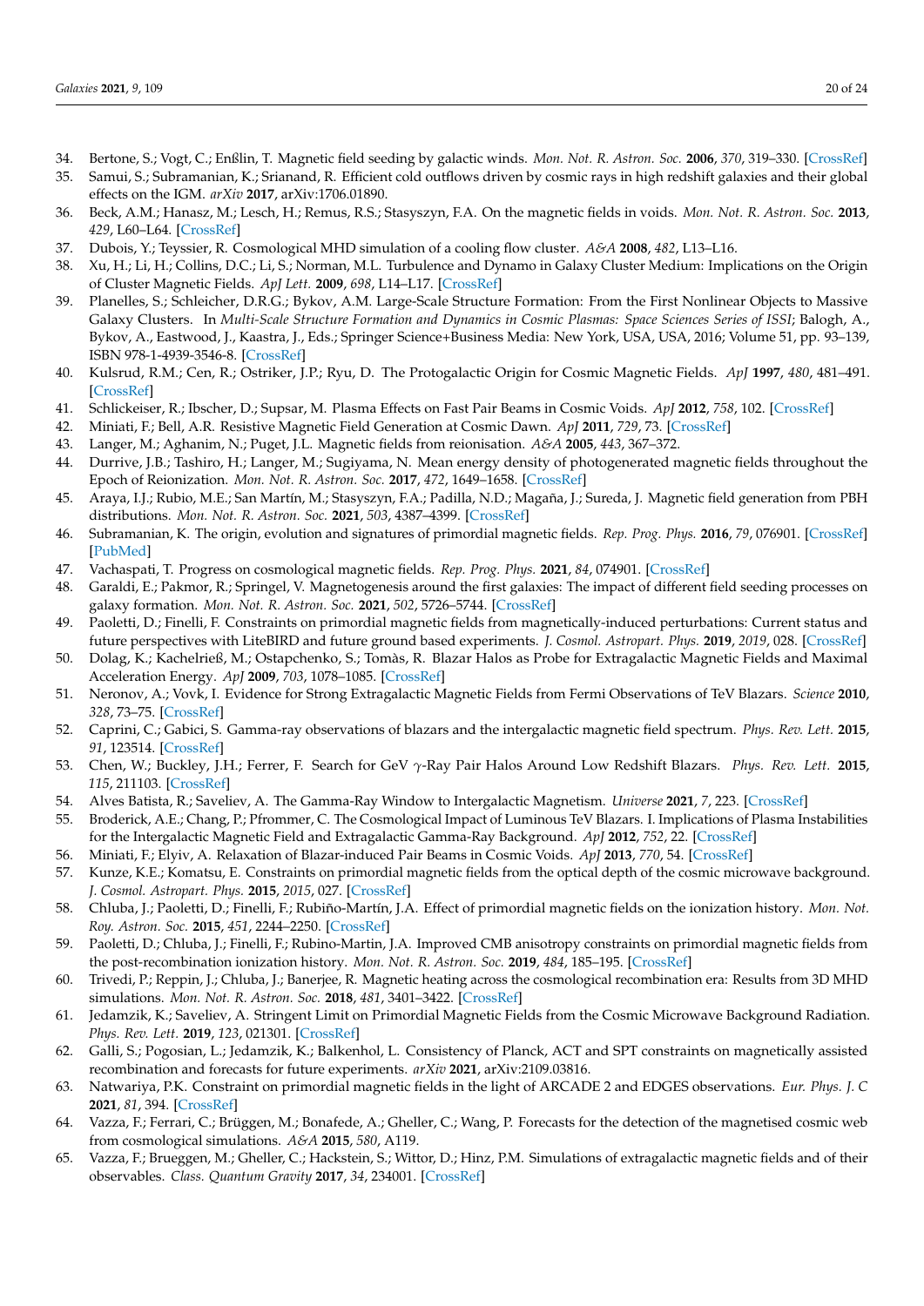34. Bertone, S.; Vogt, C.; Enßlin, T. Magnetic field seeding by galactic winds. *Mon. Not. R. Astron. Soc.* **2006**, *370*, 319–330. [CrossRef]
35. Samui, S.; Subramanian, K.; Srianand, R. Efficient cold outflows driven by cosmic rays in high redshift galaxies and their global effects on the IGM. *arXiv* **2017**, arXiv:1706.01890.
36. Beck, A.M.; Hanasz, M.; Lesch, H.; Remus, R.S.; Stasyszyn, F.A. On the magnetic fields in voids. *Mon. Not. R. Astron. Soc.* **2013**, *429*, L60–L64. [CrossRef]
37. Dubois, Y.; Teyssier, R. Cosmological MHD simulation of a cooling flow cluster. *A&A* **2008**, *482*, L13–L16.
38. Xu, H.; Li, H.; Collins, D.C.; Li, S.; Norman, M.L. Turbulence and Dynamo in Galaxy Cluster Medium: Implications on the Origin of Cluster Magnetic Fields. *ApJ Lett.* **2009**, *698*, L14–L17. [CrossRef]
39. Planelles, S.; Schleicher, D.R.G.; Bykov, A.M. Large-Scale Structure Formation: From the First Nonlinear Objects to Massive Galaxy Clusters. In *Multi-Scale Structure Formation and Dynamics in Cosmic Plasmas: Space Sciences Series of ISSI*; Balogh, A., Bykov, A., Eastwood, J., Kaastra, J., Eds.; Springer Science+Business Media: New York, USA, USA, 2016; Volume 51, pp. 93–139, ISBN 978-1-4939-3546-8. [CrossRef]
40. Kulsrud, R.M.; Cen, R.; Ostriker, J.P.; Ryu, D. The Protogalactic Origin for Cosmic Magnetic Fields. *ApJ* **1997**, *480*, 481–491. [CrossRef]
41. Schlickeiser, R.; Ibscher, D.; Supsar, M. Plasma Effects on Fast Pair Beams in Cosmic Voids. *ApJ* **2012**, *758*, 102. [CrossRef]
42. Miniati, F.; Bell, A.R. Resistive Magnetic Field Generation at Cosmic Dawn. *ApJ* **2011**, *729*, 73. [CrossRef]
43. Langer, M.; Aghanim, N.; Puget, J.L. Magnetic fields from reionisation. *A&A* **2005**, *443*, 367–372.
44. Durrive, J.B.; Tashiro, H.; Langer, M.; Sugiyama, N. Mean energy density of photogenerated magnetic fields throughout the Epoch of Reionization. *Mon. Not. R. Astron. Soc.* **2017**, *472*, 1649–1658. [CrossRef]
45. Araya, I.J.; Rubio, M.E.; San Martín, M.; Stasyszyn, F.A.; Padilla, N.D.; Magaña, J.; Sureda, J. Magnetic field generation from PBH distributions. *Mon. Not. R. Astron. Soc.* **2021**, *503*, 4387–4399. [CrossRef]
46. Subramanian, K. The origin, evolution and signatures of primordial magnetic fields. *Rep. Prog. Phys.* **2016**, *79*, 076901. [CrossRef] [PubMed]
47. Vachaspati, T. Progress on cosmological magnetic fields. *Rep. Prog. Phys.* **2021**, *84*, 074901. [CrossRef]
48. Garaldi, E.; Pakmor, R.; Springel, V. Magnetogenesis around the first galaxies: The impact of different field seeding processes on galaxy formation. *Mon. Not. R. Astron. Soc.* **2021**, *502*, 5726–5744. [CrossRef]
49. Paoletti, D.; Finelli, F. Constraints on primordial magnetic fields from magnetically-induced perturbations: Current status and future perspectives with LiteBIRD and future ground based experiments. *J. Cosmol. Astropart. Phys.* **2019**, *2019*, 028. [CrossRef]
50. Dolag, K.; Kachelrieß, M.; Ostapchenko, S.; Tomàs, R. Blazar Halos as Probe for Extragalactic Magnetic Fields and Maximal Acceleration Energy. *ApJ* **2009**, *703*, 1078–1085. [CrossRef]
51. Neronov, A.; Vovk, I. Evidence for Strong Extragalactic Magnetic Fields from Fermi Observations of TeV Blazars. *Science* **2010**, *328*, 73–75. [CrossRef]
52. Caprini, C.; Gabici, S. Gamma-ray observations of blazars and the intergalactic magnetic field spectrum. *Phys. Rev. Lett.* **2015**, *91*, 123514. [CrossRef]
53. Chen, W.; Buckley, J.H.; Ferrer, F. Search for GeV $\gamma$-Ray Pair Halos Around Low Redshift Blazars. *Phys. Rev. Lett.* **2015**, *115*, 211103. [CrossRef]
54. Alves Batista, R.; Saveliev, A. The Gamma-Ray Window to Intergalactic Magnetism. *Universe* **2021**, *7*, 223. [CrossRef]
55. Broderick, A.E.; Chang, P.; Pfrommer, C. The Cosmological Impact of Luminous TeV Blazars. I. Implications of Plasma Instabilities for the Intergalactic Magnetic Field and Extragalactic Gamma-Ray Background. *ApJ* **2012**, *752*, 22. [CrossRef]
56. Miniati, F.; Elyiv, A. Relaxation of Blazar-induced Pair Beams in Cosmic Voids. *ApJ* **2013**, *770*, 54. [CrossRef]
57. Kunze, K.E.; Komatsu, E. Constraints on primordial magnetic fields from the optical depth of the cosmic microwave background. *J. Cosmol. Astropart. Phys.* **2015**, *2015*, 027. [CrossRef]
58. Chluba, J.; Paoletti, D.; Finelli, F.; Rubiño-Martín, J.A. Effect of primordial magnetic fields on the ionization history. *Mon. Not. Roy. Astron. Soc.* **2015**, *451*, 2244–2250. [CrossRef]
59. Paoletti, D.; Chluba, J.; Finelli, F.; Rubino-Martin, J.A. Improved CMB anisotropy constraints on primordial magnetic fields from the post-recombination ionization history. *Mon. Not. R. Astron. Soc.* **2019**, *484*, 185–195. [CrossRef]
60. Trivedi, P.; Reppin, J.; Chluba, J.; Banerjee, R. Magnetic heating across the cosmological recombination era: Results from 3D MHD simulations. *Mon. Not. R. Astron. Soc.* **2018**, *481*, 3401–3422. [CrossRef]
61. Jedamzik, K.; Saveliev, A. Stringent Limit on Primordial Magnetic Fields from the Cosmic Microwave Background Radiation. *Phys. Rev. Lett.* **2019**, *123*, 021301. [CrossRef]
62. Galli, S.; Pogosian, L.; Jedamzik, K.; Balkenhol, L. Consistency of Planck, ACT and SPT constraints on magnetically assisted recombination and forecasts for future experiments. *arXiv* **2021**, arXiv:2109.03816.
63. Natwariya, P.K. Constraint on primordial magnetic fields in the light of ARCADE 2 and EDGES observations. *Eur. Phys. J. C* **2021**, *81*, 394. [CrossRef]
64. Vazza, F.; Ferrari, C.; Brüggen, M.; Bonafede, A.; Gheller, C.; Wang, P. Forecasts for the detection of the magnetised cosmic web from cosmological simulations. *A&A* **2015**, *580*, A119.
65. Vazza, F.; Brueggen, M.; Gheller, C.; Hackstein, S.; Wittor, D.; Hinz, P.M. Simulations of extragalactic magnetic fields and of their observables. *Class. Quantum Gravity* **2017**, *34*, 234001. [CrossRef]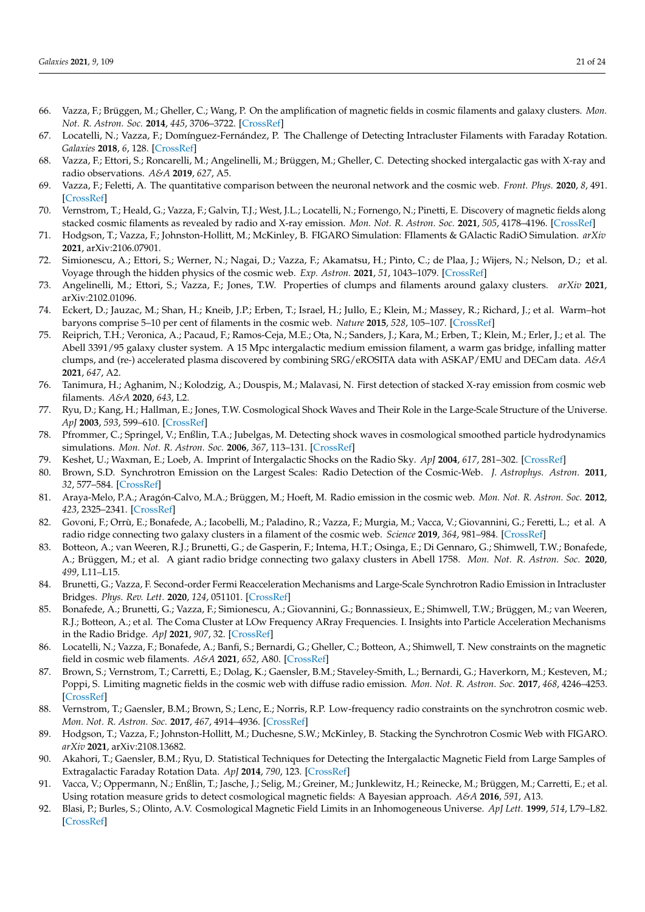66. Vazza, F.; Brüggen, M.; Gheller, C.; Wang, P. On the amplification of magnetic fields in cosmic filaments and galaxy clusters. *Mon. Not. R. Astron. Soc.* **2014**, *445*, 3706–3722. [CrossRef]
67. Locatelli, N.; Vazza, F.; Domínguez-Fernández, P. The Challenge of Detecting Intracluster Filaments with Faraday Rotation. *Galaxies* **2018**, *6*, 128. [CrossRef]
68. Vazza, F.; Ettori, S.; Roncarelli, M.; Angelinelli, M.; Brüggen, M.; Gheller, C. Detecting shocked intergalactic gas with X-ray and radio observations. *A&A* **2019**, *627*, A5.
69. Vazza, F.; Feletti, A. The quantitative comparison between the neuronal network and the cosmic web. *Front. Phys.* **2020**, *8*, 491. [CrossRef]
70. Vernstrom, T.; Heald, G.; Vazza, F.; Galvin, T.J.; West, J.L.; Locatelli, N.; Fornengo, N.; Pinetti, E. Discovery of magnetic fields along stacked cosmic filaments as revealed by radio and X-ray emission. *Mon. Not. R. Astron. Soc.* **2021**, *505*, 4178–4196. [CrossRef]
71. Hodgson, T.; Vazza, F.; Johnston-Hollitt, M.; McKinley, B. FIGARO Simulation: FIlaments & GAlactic RadiO Simulation. *arXiv* **2021**, arXiv:2106.07901.
72. Simionescu, A.; Ettori, S.; Werner, N.; Nagai, D.; Vazza, F.; Akamatsu, H.; Pinto, C.; de Plaa, J.; Wijers, N.; Nelson, D.; et al. Voyage through the hidden physics of the cosmic web. *Exp. Astron.* **2021**, *51*, 1043–1079. [CrossRef]
73. Angelinelli, M.; Ettori, S.; Vazza, F.; Jones, T.W. Properties of clumps and filaments around galaxy clusters. *arXiv* **2021**, arXiv:2102.01096.
74. Eckert, D.; Jauzac, M.; Shan, H.; Kneib, J.P.; Erben, T.; Israel, H.; Jullo, E.; Klein, M.; Massey, R.; Richard, J.; et al. Warm–hot baryons comprise 5–10 per cent of filaments in the cosmic web. *Nature* **2015**, *528*, 105–107. [CrossRef]
75. Reiprich, T.H.; Veronica, A.; Pacaud, F.; Ramos-Ceja, M.E.; Ota, N.; Sanders, J.; Kara, M.; Erben, T.; Klein, M.; Erler, J.; et al. The Abell 3391/95 galaxy cluster system. A 15 Mpc intergalactic medium emission filament, a warm gas bridge, infalling matter clumps, and (re-) accelerated plasma discovered by combining SRG/eROSITA data with ASKAP/EMU and DECam data. *A&A* **2021**, *647*, A2.
76. Tanimura, H.; Aghanim, N.; Kolodzig, A.; Douspis, M.; Malavasi, N. First detection of stacked X-ray emission from cosmic web filaments. *A&A* **2020**, *643*, L2.
77. Ryu, D.; Kang, H.; Hallman, E.; Jones, T.W. Cosmological Shock Waves and Their Role in the Large-Scale Structure of the Universe. *ApJ* **2003**, *593*, 599–610. [CrossRef]
78. Pfrommer, C.; Springel, V.; Enßlin, T.A.; Jubelgas, M. Detecting shock waves in cosmological smoothed particle hydrodynamics simulations. *Mon. Not. R. Astron. Soc.* **2006**, *367*, 113–131. [CrossRef]
79. Keshet, U.; Waxman, E.; Loeb, A. Imprint of Intergalactic Shocks on the Radio Sky. *ApJ* **2004**, *617*, 281–302. [CrossRef]
80. Brown, S.D. Synchrotron Emission on the Largest Scales: Radio Detection of the Cosmic-Web. *J. Astrophys. Astron.* **2011**, *32*, 577–584. [CrossRef]
81. Araya-Melo, P.A.; Aragón-Calvo, M.A.; Brüggen, M.; Hoeft, M. Radio emission in the cosmic web. *Mon. Not. R. Astron. Soc.* **2012**, *423*, 2325–2341. [CrossRef]
82. Govoni, F.; Orrù, E.; Bonafede, A.; Iacobelli, M.; Paladino, R.; Vazza, F.; Murgia, M.; Vacca, V.; Giovannini, G.; Feretti, L.; et al. A radio ridge connecting two galaxy clusters in a filament of the cosmic web. *Science* **2019**, *364*, 981–984. [CrossRef]
83. Botteon, A.; van Weeren, R.J.; Brunetti, G.; de Gasperin, F.; Intema, H.T.; Osinga, E.; Di Gennaro, G.; Shimwell, T.W.; Bonafede, A.; Brüggen, M.; et al. A giant radio bridge connecting two galaxy clusters in Abell 1758. *Mon. Not. R. Astron. Soc.* **2020**, *499*, L11–L15.
84. Brunetti, G.; Vazza, F. Second-order Fermi Reacceleration Mechanisms and Large-Scale Synchrotron Radio Emission in Intracluster Bridges. *Phys. Rev. Lett.* **2020**, *124*, 051101. [CrossRef]
85. Bonafede, A.; Brunetti, G.; Vazza, F.; Simionescu, A.; Giovannini, G.; Bonnassieux, E.; Shimwell, T.W.; Brüggen, M.; van Weeren, R.J.; Botteon, A.; et al. The Coma Cluster at LOw Frequency ARray Frequencies. I. Insights into Particle Acceleration Mechanisms in the Radio Bridge. *ApJ* **2021**, *907*, 32. [CrossRef]
86. Locatelli, N.; Vazza, F.; Bonafede, A.; Banfi, S.; Bernardi, G.; Gheller, C.; Botteon, A.; Shimwell, T. New constraints on the magnetic field in cosmic web filaments. *A&A* **2021**, *652*, A80. [CrossRef]
87. Brown, S.; Vernstrom, T.; Carretti, E.; Dolag, K.; Gaensler, B.M.; Staveley-Smith, L.; Bernardi, G.; Haverkorn, M.; Kesteven, M.; Poppi, S. Limiting magnetic fields in the cosmic web with diffuse radio emission. *Mon. Not. R. Astron. Soc.* **2017**, *468*, 4246–4253. [CrossRef]
88. Vernstrom, T.; Gaensler, B.M.; Brown, S.; Lenc, E.; Norris, R.P. Low-frequency radio constraints on the synchrotron cosmic web. *Mon. Not. R. Astron. Soc.* **2017**, *467*, 4914–4936. [CrossRef]
89. Hodgson, T.; Vazza, F.; Johnston-Hollitt, M.; Duchesne, S.W.; McKinley, B. Stacking the Synchrotron Cosmic Web with FIGARO. *arXiv* **2021**, arXiv:2108.13682.
90. Akahori, T.; Gaensler, B.M.; Ryu, D. Statistical Techniques for Detecting the Intergalactic Magnetic Field from Large Samples of Extragalactic Faraday Rotation Data. *ApJ* **2014**, *790*, 123. [CrossRef]
91. Vacca, V.; Oppermann, N.; Enßlin, T.; Jasche, J.; Selig, M.; Greiner, M.; Junklewitz, H.; Reinecke, M.; Brüggen, M.; Carretti, E.; et al. Using rotation measure grids to detect cosmological magnetic fields: A Bayesian approach. *A&A* **2016**, *591*, A13.
92. Blasi, P.; Burles, S.; Olinto, A.V. Cosmological Magnetic Field Limits in an Inhomogeneous Universe. *ApJ Lett.* **1999**, *514*, L79–L82. [CrossRef]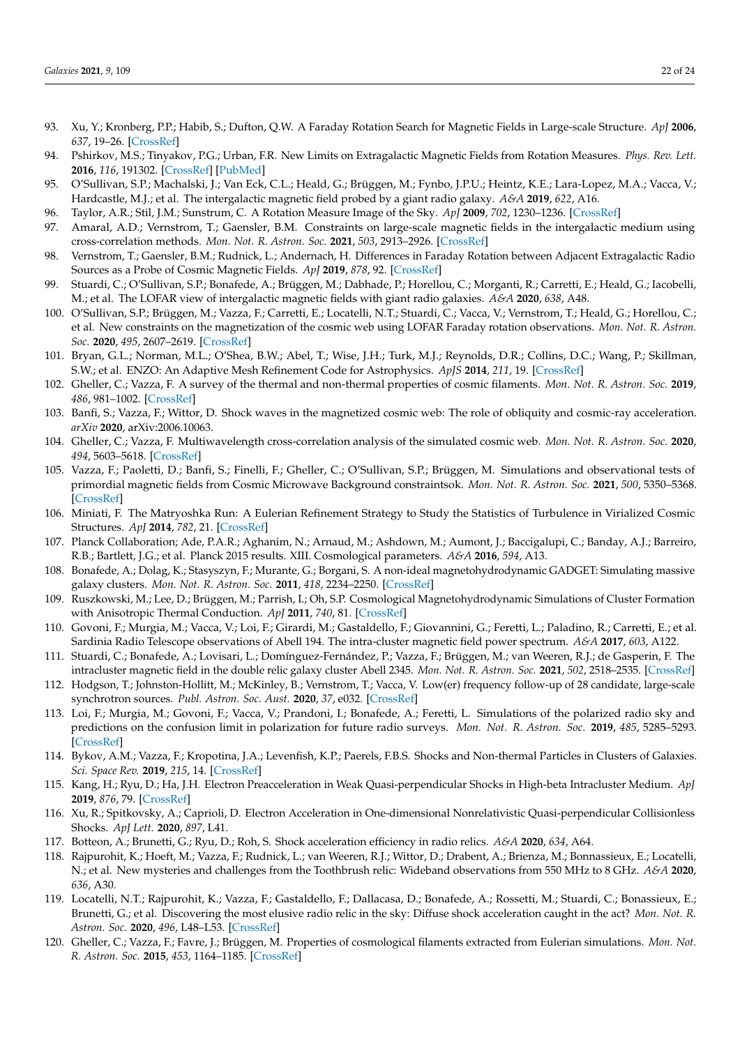93. Xu, Y.; Kronberg, P.P.; Habib, S.; Dufton, Q.W. A Faraday Rotation Search for Magnetic Fields in Large-scale Structure. *ApJ* **2006**, *637*, 19–26. [CrossRef]
94. Pshirkov, M.S.; Tinyakov, P.G.; Urban, F.R. New Limits on Extragalactic Magnetic Fields from Rotation Measures. *Phys. Rev. Lett.* **2016**, *116*, 191302. [CrossRef] [PubMed]
95. O'Sullivan, S.P.; Machalski, J.; Van Eck, C.L.; Heald, G.; Brüggen, M.; Fynbo, J.P.U.; Heintz, K.E.; Lara-Lopez, M.A.; Vacca, V.; Hardcastle, M.J.; et al. The intergalactic magnetic field probed by a giant radio galaxy. *A&A* **2019**, *622*, A16.
96. Taylor, A.R.; Stil, J.M.; Sunstrum, C. A Rotation Measure Image of the Sky. *ApJ* **2009**, *702*, 1230–1236. [CrossRef]
97. Amaral, A.D.; Vernstrom, T.; Gaensler, B.M. Constraints on large-scale magnetic fields in the intergalactic medium using cross-correlation methods. *Mon. Not. R. Astron. Soc.* **2021**, *503*, 2913–2926. [CrossRef]
98. Vernstrom, T.; Gaensler, B.M.; Rudnick, L.; Andernach, H. Differences in Faraday Rotation between Adjacent Extragalactic Radio Sources as a Probe of Cosmic Magnetic Fields. *ApJ* **2019**, *878*, 92. [CrossRef]
99. Stuardi, C.; O'Sullivan, S.P.; Bonafede, A.; Brüggen, M.; Dabhade, P.; Horellou, C.; Morganti, R.; Carretti, E.; Heald, G.; Iacobelli, M.; et al. The LOFAR view of intergalactic magnetic fields with giant radio galaxies. *A&A* **2020**, *638*, A48.
100. O'Sullivan, S.P.; Brüggen, M.; Vazza, F.; Carretti, E.; Locatelli, N.T.; Stuardi, C.; Vacca, V.; Vernstrom, T.; Heald, G.; Horellou, C.; et al. New constraints on the magnetization of the cosmic web using LOFAR Faraday rotation observations. *Mon. Not. R. Astron. Soc.* **2020**, *495*, 2607–2619. [CrossRef]
101. Bryan, G.L.; Norman, M.L.; O'Shea, B.W.; Abel, T.; Wise, J.H.; Turk, M.J.; Reynolds, D.R.; Collins, D.C.; Wang, P.; Skillman, S.W.; et al. ENZO: An Adaptive Mesh Refinement Code for Astrophysics. *ApJS* **2014**, *211*, 19. [CrossRef]
102. Gheller, C.; Vazza, F. A survey of the thermal and non-thermal properties of cosmic filaments. *Mon. Not. R. Astron. Soc.* **2019**, *486*, 981–1002. [CrossRef]
103. Banfi, S.; Vazza, F.; Wittor, D. Shock waves in the magnetized cosmic web: The role of obliquity and cosmic-ray acceleration. *arXiv* **2020**, arXiv:2006.10063.
104. Gheller, C.; Vazza, F. Multiwavelength cross-correlation analysis of the simulated cosmic web. *Mon. Not. R. Astron. Soc.* **2020**, *494*, 5603–5618. [CrossRef]
105. Vazza, F.; Paoletti, D.; Banfi, S.; Finelli, F.; Gheller, C.; O'Sullivan, S.P.; Brüggen, M. Simulations and observational tests of primordial magnetic fields from Cosmic Microwave Background constraintsok. *Mon. Not. R. Astron. Soc.* **2021**, *500*, 5350–5368. [CrossRef]
106. Miniati, F. The Matryoshka Run: A Eulerian Refinement Strategy to Study the Statistics of Turbulence in Virialized Cosmic Structures. *ApJ* **2014**, *782*, 21. [CrossRef]
107. Planck Collaboration; Ade, P.A.R.; Aghanim, N.; Arnaud, M.; Ashdown, M.; Aumont, J.; Baccigalupi, C.; Banday, A.J.; Barreiro, R.B.; Bartlett, J.G.; et al. Planck 2015 results. XIII. Cosmological parameters. *A&A* **2016**, *594*, A13.
108. Bonafede, A.; Dolag, K.; Stasyszyn, F.; Murante, G.; Borgani, S. A non-ideal magnetohydrodynamic GADGET: Simulating massive galaxy clusters. *Mon. Not. R. Astron. Soc.* **2011**, *418*, 2234–2250. [CrossRef]
109. Ruszkowski, M.; Lee, D.; Brüggen, M.; Parrish, I.; Oh, S.P. Cosmological Magnetohydrodynamic Simulations of Cluster Formation with Anisotropic Thermal Conduction. *ApJ* **2011**, *740*, 81. [CrossRef]
110. Govoni, F.; Murgia, M.; Vacca, V.; Loi, F.; Girardi, M.; Gastaldello, F.; Giovannini, G.; Feretti, L.; Paladino, R.; Carretti, E.; et al. Sardinia Radio Telescope observations of Abell 194. The intra-cluster magnetic field power spectrum. *A&A* **2017**, *603*, A122.
111. Stuardi, C.; Bonafede, A.; Lovisari, L.; Domínguez-Fernández, P.; Vazza, F.; Brüggen, M.; van Weeren, R.J.; de Gasperin, F. The intracluster magnetic field in the double relic galaxy cluster Abell 2345. *Mon. Not. R. Astron. Soc.* **2021**, *502*, 2518–2535. [CrossRef]
112. Hodgson, T.; Johnston-Hollitt, M.; McKinley, B.; Vernstrom, T.; Vacca, V. Low(er) frequency follow-up of 28 candidate, large-scale synchrotron sources. *Publ. Astron. Soc. Aust.* **2020**, *37*, e032. [CrossRef]
113. Loi, F.; Murgia, M.; Govoni, F.; Vacca, V.; Prandoni, I.; Bonafede, A.; Feretti, L. Simulations of the polarized radio sky and predictions on the confusion limit in polarization for future radio surveys. *Mon. Not. R. Astron. Soc.* **2019**, *485*, 5285–5293. [CrossRef]
114. Bykov, A.M.; Vazza, F.; Kropotina, J.A.; Levenfish, K.P.; Paerels, F.B.S. Shocks and Non-thermal Particles in Clusters of Galaxies. *Sci. Space Rev.* **2019**, *215*, 14. [CrossRef]
115. Kang, H.; Ryu, D.; Ha, J.H. Electron Preacceleration in Weak Quasi-perpendicular Shocks in High-beta Intracluster Medium. *ApJ* **2019**, *876*, 79. [CrossRef]
116. Xu, R.; Spitkovsky, A.; Caprioli, D. Electron Acceleration in One-dimensional Nonrelativistic Quasi-perpendicular Collisionless Shocks. *ApJ Lett.* **2020**, *897*, L41.
117. Botteon, A.; Brunetti, G.; Ryu, D.; Roh, S. Shock acceleration efficiency in radio relics. *A&A* **2020**, *634*, A64.
118. Rajpurohit, K.; Hoeft, M.; Vazza, F.; Rudnick, L.; van Weeren, R.J.; Wittor, D.; Drabent, A.; Brienza, M.; Bonnassieux, E.; Locatelli, N.; et al. New mysteries and challenges from the Toothbrush relic: Wideband observations from 550 MHz to 8 GHz. *A&A* **2020**, *636*, A30.
119. Locatelli, N.T.; Rajpurohit, K.; Vazza, F.; Gastaldello, F.; Dallacasa, D.; Bonafede, A.; Rossetti, M.; Stuardi, C.; Bonassieux, E.; Brunetti, G.; et al. Discovering the most elusive radio relic in the sky: Diffuse shock acceleration caught in the act? *Mon. Not. R. Astron. Soc.* **2020**, *496*, L48–L53. [CrossRef]
120. Gheller, C.; Vazza, F.; Favre, J.; Brüggen, M. Properties of cosmological filaments extracted from Eulerian simulations. *Mon. Not. R. Astron. Soc.* **2015**, *453*, 1164–1185. [CrossRef]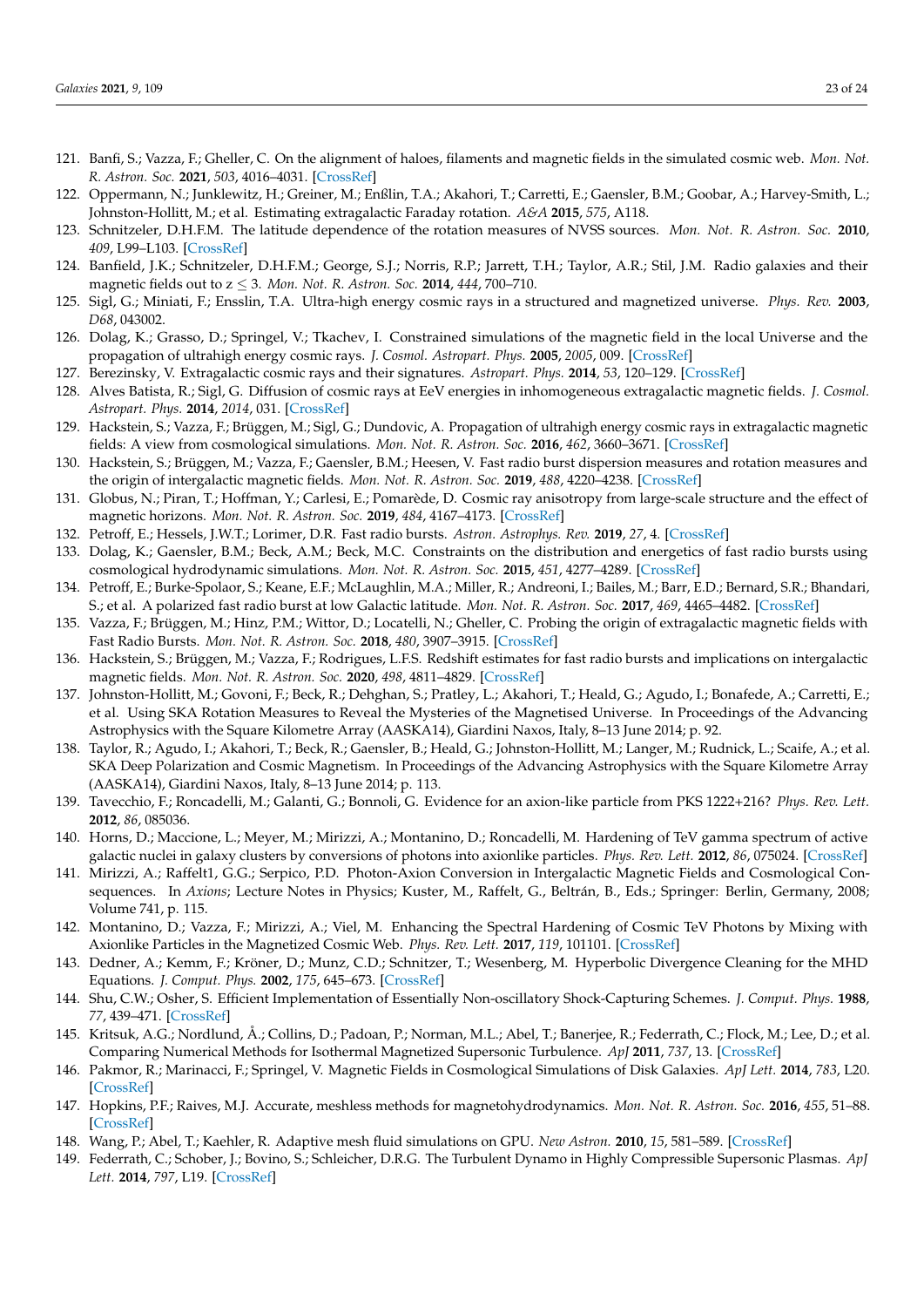121. Banfi, S.; Vazza, F.; Gheller, C. On the alignment of haloes, filaments and magnetic fields in the simulated cosmic web. *Mon. Not. R. Astron. Soc.* **2021**, *503*, 4016–4031. [CrossRef]
122. Oppermann, N.; Junklewitz, H.; Greiner, M.; Enßlin, T.A.; Akahori, T.; Carretti, E.; Gaensler, B.M.; Goobar, A.; Harvey-Smith, L.; Johnston-Hollitt, M.; et al. Estimating extragalactic Faraday rotation. *A&A* **2015**, *575*, A118.
123. Schnitzeler, D.H.F.M. The latitude dependence of the rotation measures of NVSS sources. *Mon. Not. R. Astron. Soc.* **2010**, *409*, L99–L103. [CrossRef]
124. Banfield, J.K.; Schnitzeler, D.H.F.M.; George, S.J.; Norris, R.P.; Jarrett, T.H.; Taylor, A.R.; Stil, J.M. Radio galaxies and their magnetic fields out to $z \leq 3$. *Mon. Not. R. Astron. Soc.* **2014**, *444*, 700–710.
125. Sigl, G.; Miniati, F.; Ensslin, T.A. Ultra-high energy cosmic rays in a structured and magnetized universe. *Phys. Rev.* **2003**, *D68*, 043002.
126. Dolag, K.; Grasso, D.; Springel, V.; Tkachev, I. Constrained simulations of the magnetic field in the local Universe and the propagation of ultrahigh energy cosmic rays. *J. Cosmol. Astropart. Phys.* **2005**, *2005*, 009. [CrossRef]
127. Berezinsky, V. Extragalactic cosmic rays and their signatures. *Astropart. Phys.* **2014**, *53*, 120–129. [CrossRef]
128. Alves Batista, R.; Sigl, G. Diffusion of cosmic rays at EeV energies in inhomogeneous extragalactic magnetic fields. *J. Cosmol. Astropart. Phys.* **2014**, *2014*, 031. [CrossRef]
129. Hackstein, S.; Vazza, F.; Brüggen, M.; Sigl, G.; Dundovic, A. Propagation of ultrahigh energy cosmic rays in extragalactic magnetic fields: A view from cosmological simulations. *Mon. Not. R. Astron. Soc.* **2016**, *462*, 3660–3671. [CrossRef]
130. Hackstein, S.; Brüggen, M.; Vazza, F.; Gaensler, B.M.; Heesen, V. Fast radio burst dispersion measures and rotation measures and the origin of intergalactic magnetic fields. *Mon. Not. R. Astron. Soc.* **2019**, *488*, 4220–4238. [CrossRef]
131. Globus, N.; Piran, T.; Hoffman, Y.; Carlesi, E.; Pomarède, D. Cosmic ray anisotropy from large-scale structure and the effect of magnetic horizons. *Mon. Not. R. Astron. Soc.* **2019**, *484*, 4167–4173. [CrossRef]
132. Petroff, E.; Hessels, J.W.T.; Lorimer, D.R. Fast radio bursts. *Astron. Astrophys. Rev.* **2019**, *27*, 4. [CrossRef]
133. Dolag, K.; Gaensler, B.M.; Beck, A.M.; Beck, M.C. Constraints on the distribution and energetics of fast radio bursts using cosmological hydrodynamic simulations. *Mon. Not. R. Astron. Soc.* **2015**, *451*, 4277–4289. [CrossRef]
134. Petroff, E.; Burke-Spolaor, S.; Keane, E.F.; McLaughlin, M.A.; Miller, R.; Andreoni, I.; Bailes, M.; Barr, E.D.; Bernard, S.R.; Bhandari, S.; et al. A polarized fast radio burst at low Galactic latitude. *Mon. Not. R. Astron. Soc.* **2017**, *469*, 4465–4482. [CrossRef]
135. Vazza, F.; Brüggen, M.; Hinz, P.M.; Wittor, D.; Locatelli, N.; Gheller, C. Probing the origin of extragalactic magnetic fields with Fast Radio Bursts. *Mon. Not. R. Astron. Soc.* **2018**, *480*, 3907–3915. [CrossRef]
136. Hackstein, S.; Brüggen, M.; Vazza, F.; Rodrigues, L.F.S. Redshift estimates for fast radio bursts and implications on intergalactic magnetic fields. *Mon. Not. R. Astron. Soc.* **2020**, *498*, 4811–4829. [CrossRef]
137. Johnston-Hollitt, M.; Govoni, F.; Beck, R.; Dehghan, S.; Pratley, L.; Akahori, T.; Heald, G.; Agudo, I.; Bonafede, A.; Carretti, E.; et al. Using SKA Rotation Measures to Reveal the Mysteries of the Magnetised Universe. In Proceedings of the Advancing Astrophysics with the Square Kilometre Array (AASKA14), Giardini Naxos, Italy, 8–13 June 2014; p. 92.
138. Taylor, R.; Agudo, I.; Akahori, T.; Beck, R.; Gaensler, B.; Heald, G.; Johnston-Hollitt, M.; Langer, M.; Rudnick, L.; Scaife, A.; et al. SKA Deep Polarization and Cosmic Magnetism. In Proceedings of the Advancing Astrophysics with the Square Kilometre Array (AASKA14), Giardini Naxos, Italy, 8–13 June 2014; p. 113.
139. Tavecchio, F.; Roncadelli, M.; Galanti, G.; Bonnoli, G. Evidence for an axion-like particle from PKS 1222+216? *Phys. Rev. Lett.* **2012**, *86*, 085036.
140. Horns, D.; Maccione, L.; Meyer, M.; Mirizzi, A.; Montanino, D.; Roncadelli, M. Hardening of TeV gamma spectrum of active galactic nuclei in galaxy clusters by conversions of photons into axionlike particles. *Phys. Rev. Lett.* **2012**, *86*, 075024. [CrossRef]
141. Mirizzi, A.; Raffelt1, G.G.; Serpico, P.D. Photon-Axion Conversion in Intergalactic Magnetic Fields and Cosmological Consequences. In *Axions*; Lecture Notes in Physics; Kuster, M., Raffelt, G., Beltrán, B., Eds.; Springer: Berlin, Germany, 2008; Volume 741, p. 115.
142. Montanino, D.; Vazza, F.; Mirizzi, A.; Viel, M. Enhancing the Spectral Hardening of Cosmic TeV Photons by Mixing with Axionlike Particles in the Magnetized Cosmic Web. *Phys. Rev. Lett.* **2017**, *119*, 101101. [CrossRef]
143. Dedner, A.; Kemm, F.; Kröner, D.; Munz, C.D.; Schnitzer, T.; Wesenberg, M. Hyperbolic Divergence Cleaning for the MHD Equations. *J. Comput. Phys.* **2002**, *175*, 645–673. [CrossRef]
144. Shu, C.W.; Osher, S. Efficient Implementation of Essentially Non-oscillatory Shock-Capturing Schemes. *J. Comput. Phys.* **1988**, *77*, 439–471. [CrossRef]
145. Kritsuk, A.G.; Nordlund, Å.; Collins, D.; Padoan, P.; Norman, M.L.; Abel, T.; Banerjee, R.; Federrath, C.; Flock, M.; Lee, D.; et al. Comparing Numerical Methods for Isothermal Magnetized Supersonic Turbulence. *ApJ* **2011**, *737*, 13. [CrossRef]
146. Pakmor, R.; Marinacci, F.; Springel, V. Magnetic Fields in Cosmological Simulations of Disk Galaxies. *ApJ Lett.* **2014**, *783*, L20. [CrossRef]
147. Hopkins, P.F.; Raives, M.J. Accurate, meshless methods for magnetohydrodynamics. *Mon. Not. R. Astron. Soc.* **2016**, *455*, 51–88. [CrossRef]
148. Wang, P.; Abel, T.; Kaehler, R. Adaptive mesh fluid simulations on GPU. *New Astron.* **2010**, *15*, 581–589. [CrossRef]
149. Federrath, C.; Schober, J.; Bovino, S.; Schleicher, D.R.G. The Turbulent Dynamo in Highly Compressible Supersonic Plasmas. *ApJ Lett.* **2014**, *797*, L19. [CrossRef]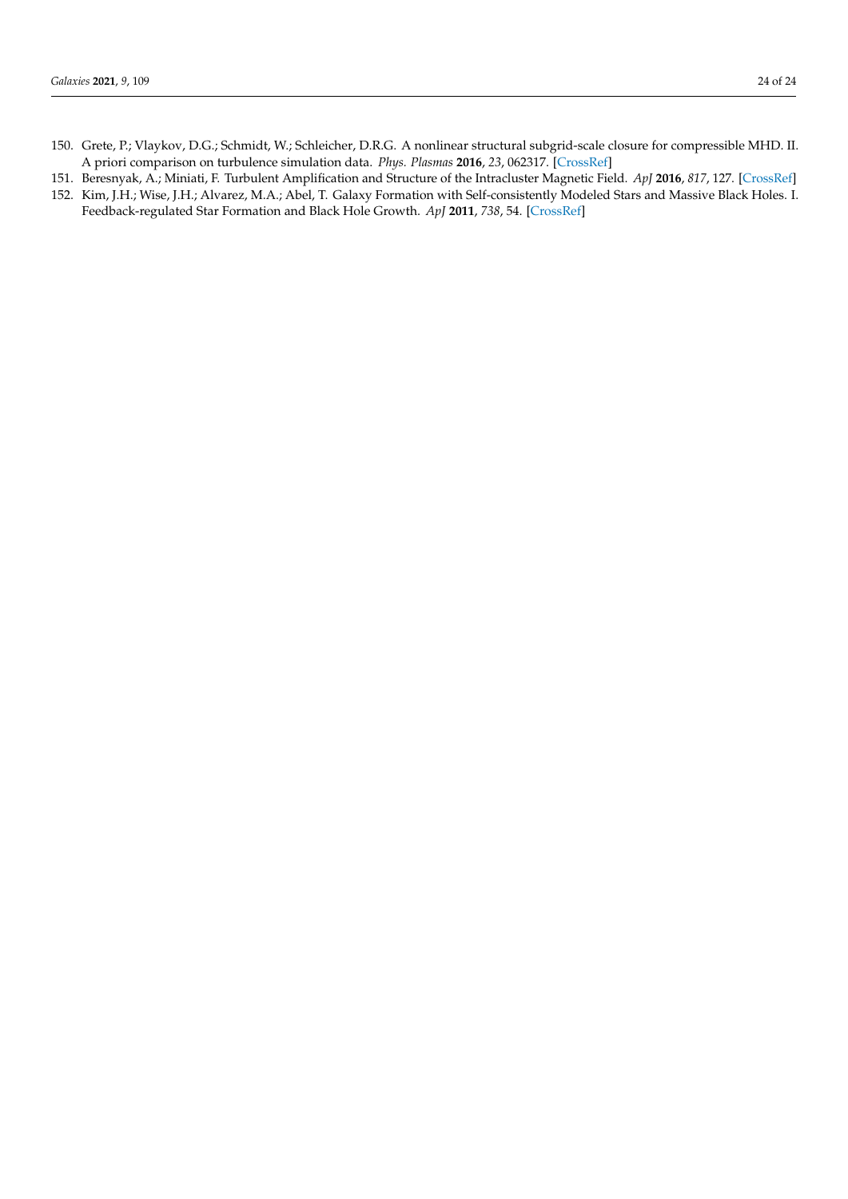150. Grete, P.; Vlaykov, D.G.; Schmidt, W.; Schleicher, D.R.G. A nonlinear structural subgrid-scale closure for compressible MHD. II. A priori comparison on turbulence simulation data. *Phys. Plasmas* **2016**, *23*, 062317. [CrossRef]
151. Beresnyak, A.; Miniati, F. Turbulent Amplification and Structure of the Intracluster Magnetic Field. *ApJ* **2016**, *817*, 127. [CrossRef]
152. Kim, J.H.; Wise, J.H.; Alvarez, M.A.; Abel, T. Galaxy Formation with Self-consistently Modeled Stars and Massive Black Holes. I. Feedback-regulated Star Formation and Black Hole Growth. *ApJ* **2011**, *738*, 54. [CrossRef]